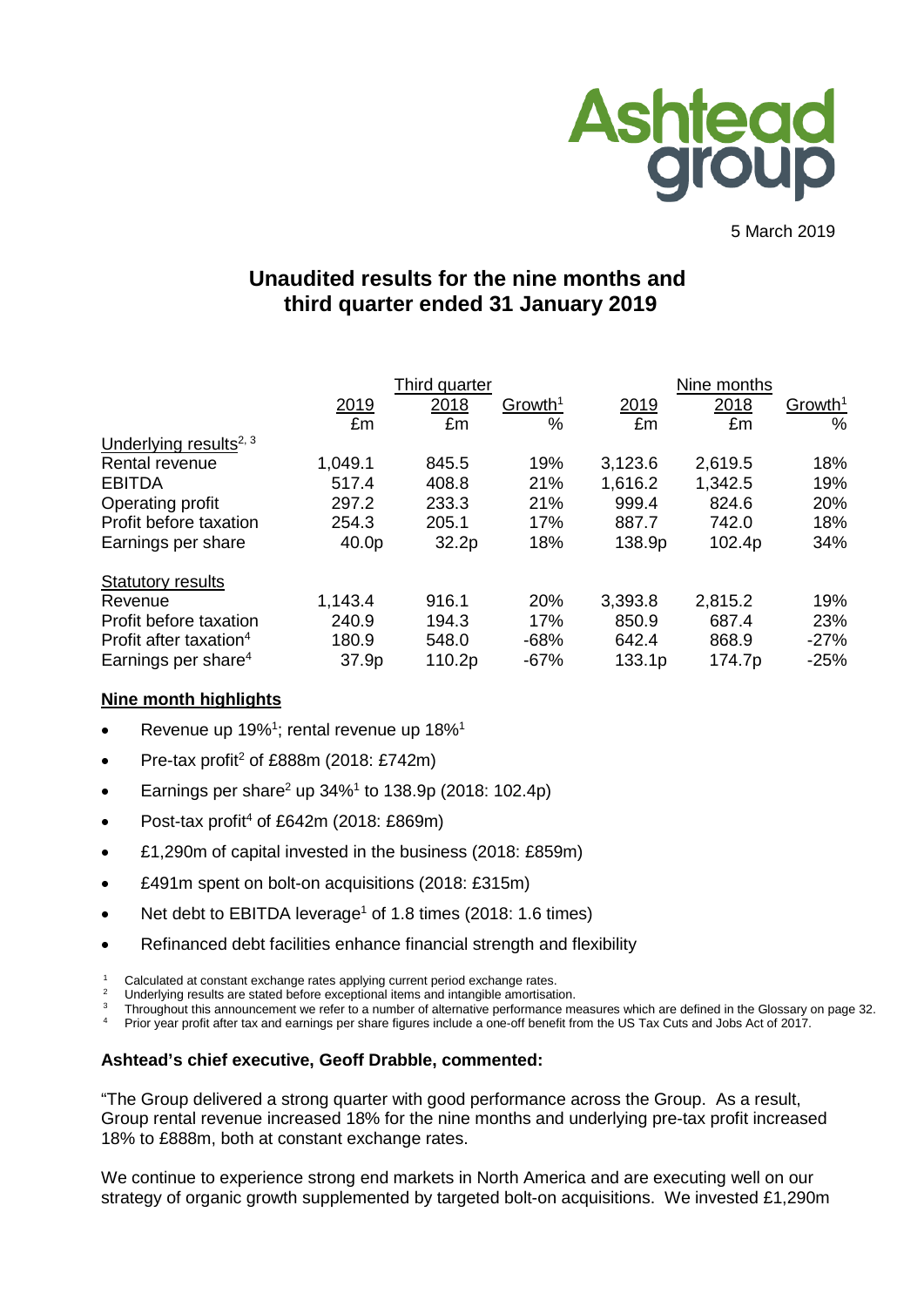Ashtead group

5 March 2019

# Unaudited results for the nine months and third quarter ended 31 January 2019

| | Third quarter | | | Nine months | | |
|---|---|---|---|---|---|---|
| | 2019 | 2018 | Growth[1] | 2019 | 2018 | Growth[1] |
| | £m | £m | % | £m | £m | % |
| Underlying results[2, 3] | | | | | | |
| Rental revenue | 1,049.1 | 845.5 | 19% | 3,123.6 | 2,619.5 | 18% |
| EBITDA | 517.4 | 408.8 | 21% | 1,616.2 | 1,342.5 | 19% |
| Operating profit | 297.2 | 233.3 | 21% | 999.4 | 824.6 | 20% |
| Profit before taxation | 254.3 | 205.1 | 17% | 887.7 | 742.0 | 18% |
| Earnings per share | 40.0p | 32.2p | 18% | 138.9p | 102.4p | 34% |
| Statutory results | | | | | | |
| Revenue | 1,143.4 | 916.1 | 20% | 3,393.8 | 2,815.2 | 19% |
| Profit before taxation | 240.9 | 194.3 | 17% | 850.9 | 687.4 | 23% |
| Profit after taxation[4] | 180.9 | 548.0 | -68% | 642.4 | 868.9 | -27% |
| Earnings per share[4] | 37.9p | 110.2p | -67% | 133.1p | 174.7p | -25% |

## Nine month highlights

- Revenue up 19%[1]; rental revenue up 18%[1]
- Pre-tax profit[2] of £888m (2018: £742m)
- Earnings per share[2] up 34%[1] to 138.9p (2018: 102.4p)
- Post-tax profit[4] of £642m (2018: £869m)
- £1,290m of capital invested in the business (2018: £859m)
- £491m spent on bolt-on acquisitions (2018: £315m)
- Net debt to EBITDA leverage[1] of 1.8 times (2018: 1.6 times)
- Refinanced debt facilities enhance financial strength and flexibility

[1] Calculated at constant exchange rates applying current period exchange rates.
[2] Underlying results are stated before exceptional items and intangible amortisation.
[3] Throughout this announcement we refer to a number of alternative performance measures which are defined in the Glossary on page 32.
[4] Prior year profit after tax and earnings per share figures include a one-off benefit from the US Tax Cuts and Jobs Act of 2017.

**Ashtead's chief executive, Geoff Drabble, commented:**

"The Group delivered a strong quarter with good performance across the Group. As a result, Group rental revenue increased 18% for the nine months and underlying pre-tax profit increased 18% to £888m, both at constant exchange rates.

We continue to experience strong end markets in North America and are executing well on our strategy of organic growth supplemented by targeted bolt-on acquisitions. We invested £1,290m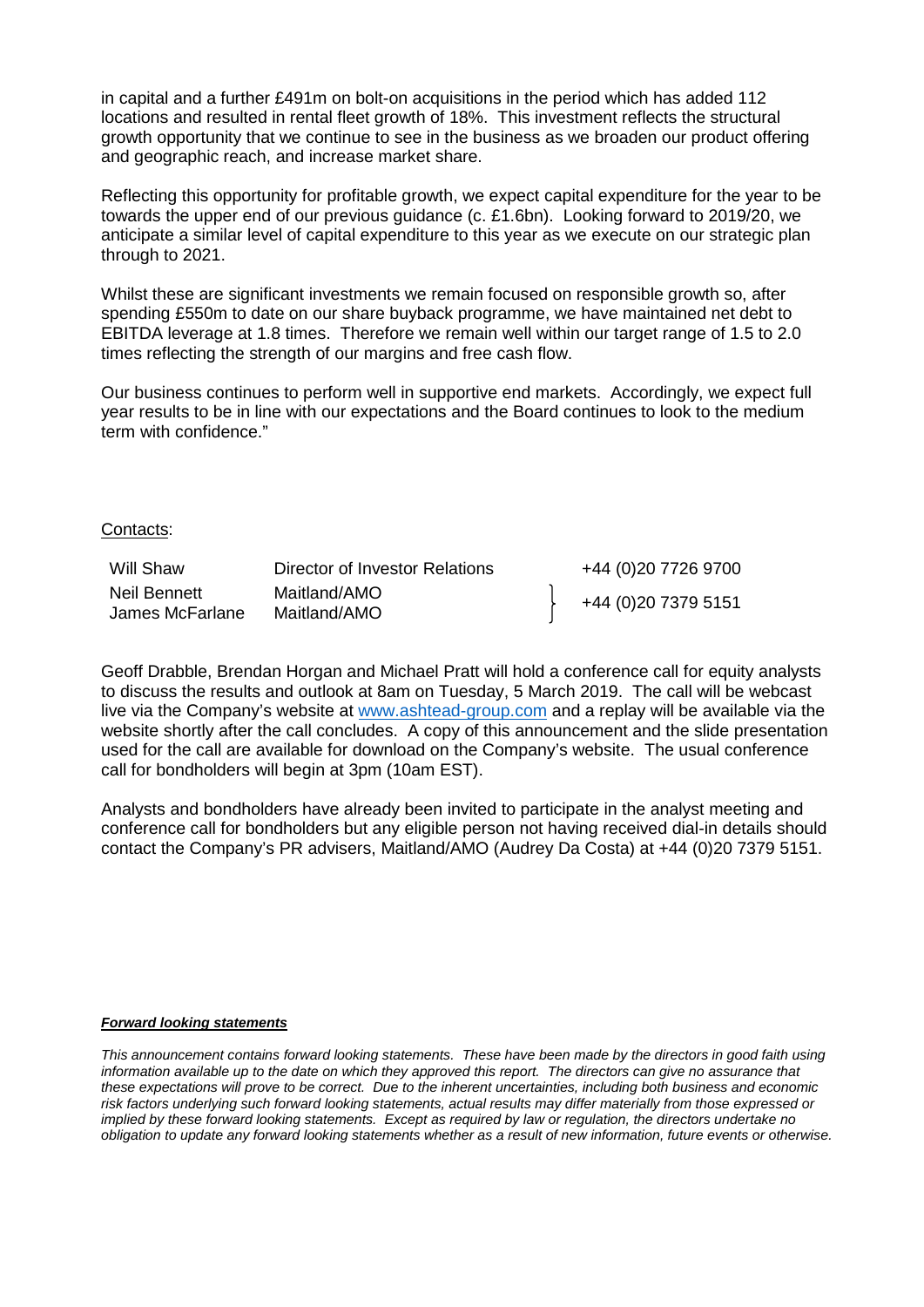in capital and a further £491m on bolt-on acquisitions in the period which has added 112 locations and resulted in rental fleet growth of 18%. This investment reflects the structural growth opportunity that we continue to see in the business as we broaden our product offering and geographic reach, and increase market share.

Reflecting this opportunity for profitable growth, we expect capital expenditure for the year to be towards the upper end of our previous guidance (c. £1.6bn). Looking forward to 2019/20, we anticipate a similar level of capital expenditure to this year as we execute on our strategic plan through to 2021.

Whilst these are significant investments we remain focused on responsible growth so, after spending £550m to date on our share buyback programme, we have maintained net debt to EBITDA leverage at 1.8 times. Therefore we remain well within our target range of 1.5 to 2.0 times reflecting the strength of our margins and free cash flow.

Our business continues to perform well in supportive end markets. Accordingly, we expect full year results to be in line with our expectations and the Board continues to look to the medium term with confidence."

Contacts:

| | | |
|---|---|---|
| Will Shaw | Director of Investor Relations | +44 (0)20 7726 9700 |
| Neil Bennett | Maitland/AMO | +44 (0)20 7379 5151 |
| James McFarlane | Maitland/AMO | |

Geoff Drabble, Brendan Horgan and Michael Pratt will hold a conference call for equity analysts to discuss the results and outlook at 8am on Tuesday, 5 March 2019. The call will be webcast live via the Company's website at www.ashtead-group.com and a replay will be available via the website shortly after the call concludes. A copy of this announcement and the slide presentation used for the call are available for download on the Company's website. The usual conference call for bondholders will begin at 3pm (10am EST).

Analysts and bondholders have already been invited to participate in the analyst meeting and conference call for bondholders but any eligible person not having received dial-in details should contact the Company's PR advisers, Maitland/AMO (Audrey Da Costa) at +44 (0)20 7379 5151.

***Forward looking statements***

*This announcement contains forward looking statements. These have been made by the directors in good faith using information available up to the date on which they approved this report. The directors can give no assurance that these expectations will prove to be correct. Due to the inherent uncertainties, including both business and economic risk factors underlying such forward looking statements, actual results may differ materially from those expressed or implied by these forward looking statements. Except as required by law or regulation, the directors undertake no obligation to update any forward looking statements whether as a result of new information, future events or otherwise.*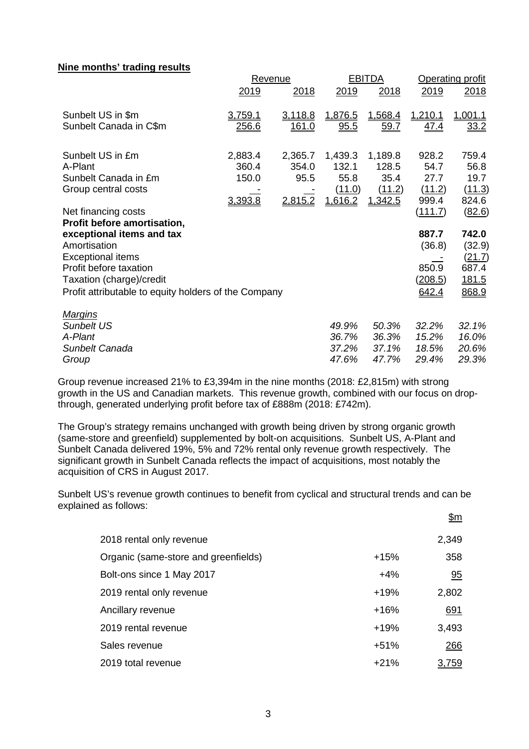**Nine months' trading results**

| | Revenue | | EBITDA | | Operating profit | |
|---|---|---|---|---|---|---|
| | 2019 | 2018 | 2019 | 2018 | 2019 | 2018 |
| Sunbelt US in $m | 3,759.1 | 3,118.8 | 1,876.5 | 1,568.4 | 1,210.1 | 1,001.1 |
| Sunbelt Canada in C$m | 256.6 | 161.0 | 95.5 | 59.7 | 47.4 | 33.2 |
| | | | | | | |
| Sunbelt US in £m | 2,883.4 | 2,365.7 | 1,439.3 | 1,189.8 | 928.2 | 759.4 |
| A-Plant | 360.4 | 354.0 | 132.1 | 128.5 | 54.7 | 56.8 |
| Sunbelt Canada in £m | 150.0 | 95.5 | 55.8 | 35.4 | 27.7 | 19.7 |
| Group central costs | - | - | (11.0) | (11.2) | (11.2) | (11.3) |
| | 3,393.8 | 2,815.2 | 1,616.2 | 1,342.5 | 999.4 | 824.6 |
| Net financing costs | | | | | (111.7) | (82.6) |
| **Profit before amortisation, exceptional items and tax** | | | | | **887.7** | **742.0** |
| Amortisation | | | | | (36.8) | (32.9) |
| Exceptional items | | | | | - | (21.7) |
| Profit before taxation | | | | | 850.9 | 687.4 |
| Taxation (charge)/credit | | | | | (208.5) | 181.5 |
| Profit attributable to equity holders of the Company | | | | | 642.4 | 868.9 |
| | | | | | | |
| *Margins* | | | | | | |
| *Sunbelt US* | | | *49.9%* | *50.3%* | *32.2%* | *32.1%* |
| *A-Plant* | | | *36.7%* | *36.3%* | *15.2%* | *16.0%* |
| *Sunbelt Canada* | | | *37.2%* | *37.1%* | *18.5%* | *20.6%* |
| *Group* | | | *47.6%* | *47.7%* | *29.4%* | *29.3%* |

Group revenue increased 21% to £3,394m in the nine months (2018: £2,815m) with strong growth in the US and Canadian markets. This revenue growth, combined with our focus on drop-through, generated underlying profit before tax of £888m (2018: £742m).

The Group's strategy remains unchanged with growth being driven by strong organic growth (same-store and greenfield) supplemented by bolt-on acquisitions. Sunbelt US, A-Plant and Sunbelt Canada delivered 19%, 5% and 72% rental only revenue growth respectively. The significant growth in Sunbelt Canada reflects the impact of acquisitions, most notably the acquisition of CRS in August 2017.

Sunbelt US's revenue growth continues to benefit from cyclical and structural trends and can be explained as follows:

| | | $m |
|---|---|---|
| 2018 rental only revenue | | 2,349 |
| Organic (same-store and greenfields) | +15% | 358 |
| Bolt-ons since 1 May 2017 | +4% | 95 |
| 2019 rental only revenue | +19% | 2,802 |
| Ancillary revenue | +16% | 691 |
| 2019 rental revenue | +19% | 3,493 |
| Sales revenue | +51% | 266 |
| 2019 total revenue | +21% | 3,759 |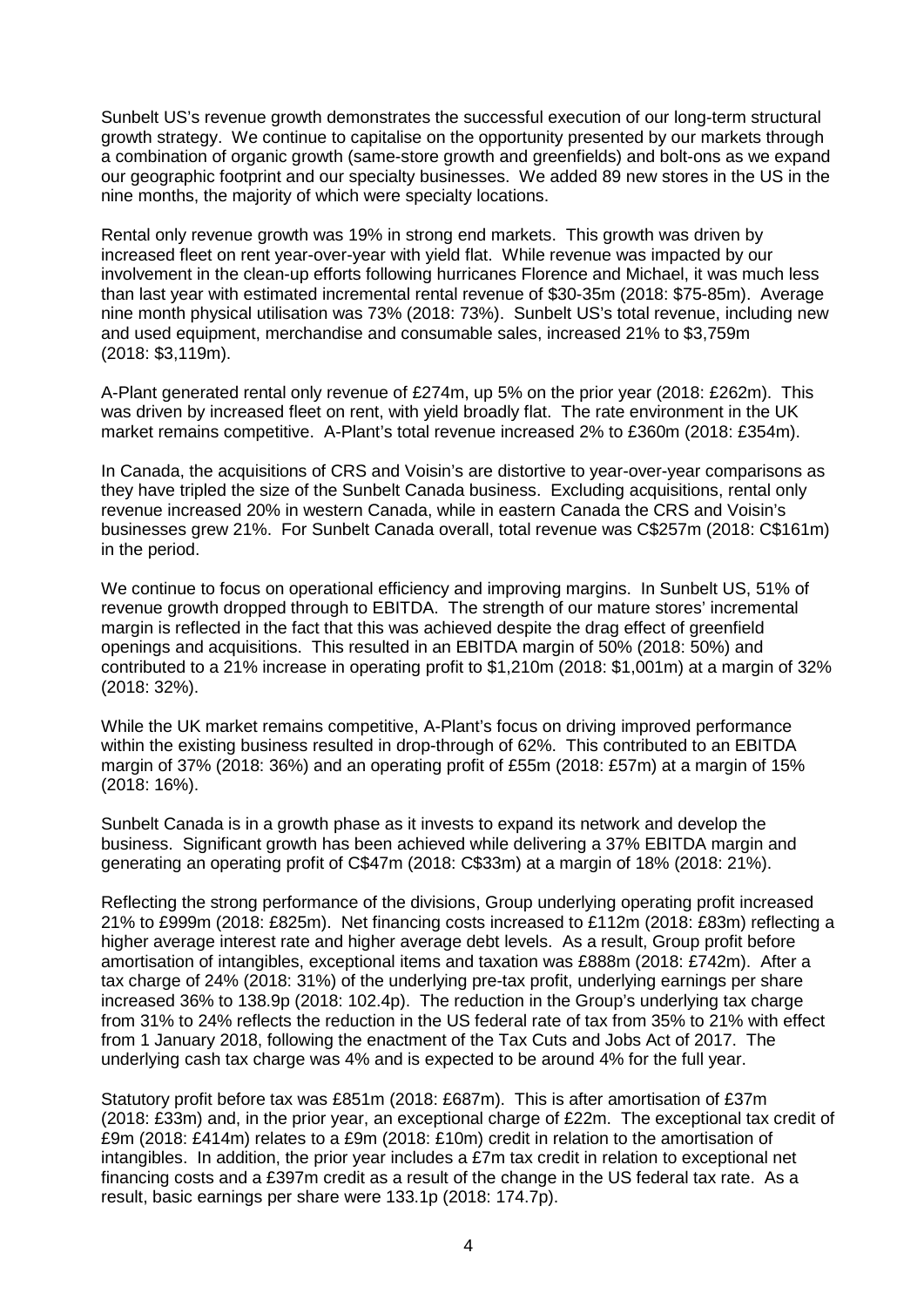Sunbelt US's revenue growth demonstrates the successful execution of our long-term structural growth strategy. We continue to capitalise on the opportunity presented by our markets through a combination of organic growth (same-store growth and greenfields) and bolt-ons as we expand our geographic footprint and our specialty businesses. We added 89 new stores in the US in the nine months, the majority of which were specialty locations.

Rental only revenue growth was 19% in strong end markets. This growth was driven by increased fleet on rent year-over-year with yield flat. While revenue was impacted by our involvement in the clean-up efforts following hurricanes Florence and Michael, it was much less than last year with estimated incremental rental revenue of $30-35m (2018: $75-85m). Average nine month physical utilisation was 73% (2018: 73%). Sunbelt US's total revenue, including new and used equipment, merchandise and consumable sales, increased 21% to $3,759m (2018: $3,119m).

A-Plant generated rental only revenue of £274m, up 5% on the prior year (2018: £262m). This was driven by increased fleet on rent, with yield broadly flat. The rate environment in the UK market remains competitive. A-Plant's total revenue increased 2% to £360m (2018: £354m).

In Canada, the acquisitions of CRS and Voisin's are distortive to year-over-year comparisons as they have tripled the size of the Sunbelt Canada business. Excluding acquisitions, rental only revenue increased 20% in western Canada, while in eastern Canada the CRS and Voisin's businesses grew 21%. For Sunbelt Canada overall, total revenue was C$257m (2018: C$161m) in the period.

We continue to focus on operational efficiency and improving margins. In Sunbelt US, 51% of revenue growth dropped through to EBITDA. The strength of our mature stores' incremental margin is reflected in the fact that this was achieved despite the drag effect of greenfield openings and acquisitions. This resulted in an EBITDA margin of 50% (2018: 50%) and contributed to a 21% increase in operating profit to $1,210m (2018: $1,001m) at a margin of 32% (2018: 32%).

While the UK market remains competitive, A-Plant's focus on driving improved performance within the existing business resulted in drop-through of 62%. This contributed to an EBITDA margin of 37% (2018: 36%) and an operating profit of £55m (2018: £57m) at a margin of 15% (2018: 16%).

Sunbelt Canada is in a growth phase as it invests to expand its network and develop the business. Significant growth has been achieved while delivering a 37% EBITDA margin and generating an operating profit of C$47m (2018: C$33m) at a margin of 18% (2018: 21%).

Reflecting the strong performance of the divisions, Group underlying operating profit increased 21% to £999m (2018: £825m). Net financing costs increased to £112m (2018: £83m) reflecting a higher average interest rate and higher average debt levels. As a result, Group profit before amortisation of intangibles, exceptional items and taxation was £888m (2018: £742m). After a tax charge of 24% (2018: 31%) of the underlying pre-tax profit, underlying earnings per share increased 36% to 138.9p (2018: 102.4p). The reduction in the Group's underlying tax charge from 31% to 24% reflects the reduction in the US federal rate of tax from 35% to 21% with effect from 1 January 2018, following the enactment of the Tax Cuts and Jobs Act of 2017. The underlying cash tax charge was 4% and is expected to be around 4% for the full year.

Statutory profit before tax was £851m (2018: £687m). This is after amortisation of £37m (2018: £33m) and, in the prior year, an exceptional charge of £22m. The exceptional tax credit of £9m (2018: £414m) relates to a £9m (2018: £10m) credit in relation to the amortisation of intangibles. In addition, the prior year includes a £7m tax credit in relation to exceptional net financing costs and a £397m credit as a result of the change in the US federal tax rate. As a result, basic earnings per share were 133.1p (2018: 174.7p).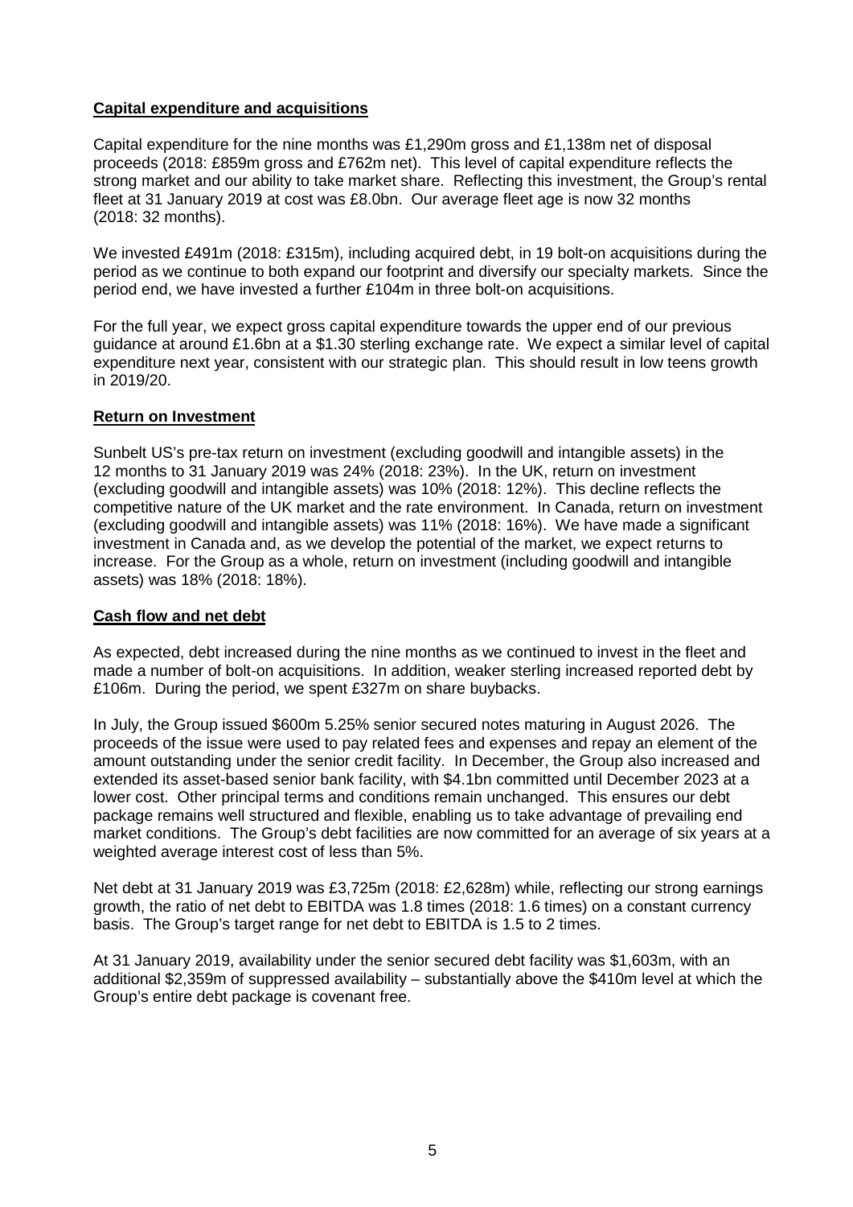## Capital expenditure and acquisitions

Capital expenditure for the nine months was £1,290m gross and £1,138m net of disposal proceeds (2018: £859m gross and £762m net). This level of capital expenditure reflects the strong market and our ability to take market share. Reflecting this investment, the Group's rental fleet at 31 January 2019 at cost was £8.0bn. Our average fleet age is now 32 months (2018: 32 months).

We invested £491m (2018: £315m), including acquired debt, in 19 bolt-on acquisitions during the period as we continue to both expand our footprint and diversify our specialty markets. Since the period end, we have invested a further £104m in three bolt-on acquisitions.

For the full year, we expect gross capital expenditure towards the upper end of our previous guidance at around £1.6bn at a $1.30 sterling exchange rate. We expect a similar level of capital expenditure next year, consistent with our strategic plan. This should result in low teens growth in 2019/20.

## Return on Investment

Sunbelt US's pre-tax return on investment (excluding goodwill and intangible assets) in the 12 months to 31 January 2019 was 24% (2018: 23%). In the UK, return on investment (excluding goodwill and intangible assets) was 10% (2018: 12%). This decline reflects the competitive nature of the UK market and the rate environment. In Canada, return on investment (excluding goodwill and intangible assets) was 11% (2018: 16%). We have made a significant investment in Canada and, as we develop the potential of the market, we expect returns to increase. For the Group as a whole, return on investment (including goodwill and intangible assets) was 18% (2018: 18%).

## Cash flow and net debt

As expected, debt increased during the nine months as we continued to invest in the fleet and made a number of bolt-on acquisitions. In addition, weaker sterling increased reported debt by £106m. During the period, we spent £327m on share buybacks.

In July, the Group issued $600m 5.25% senior secured notes maturing in August 2026. The proceeds of the issue were used to pay related fees and expenses and repay an element of the amount outstanding under the senior credit facility. In December, the Group also increased and extended its asset-based senior bank facility, with $4.1bn committed until December 2023 at a lower cost. Other principal terms and conditions remain unchanged. This ensures our debt package remains well structured and flexible, enabling us to take advantage of prevailing end market conditions. The Group's debt facilities are now committed for an average of six years at a weighted average interest cost of less than 5%.

Net debt at 31 January 2019 was £3,725m (2018: £2,628m) while, reflecting our strong earnings growth, the ratio of net debt to EBITDA was 1.8 times (2018: 1.6 times) on a constant currency basis. The Group's target range for net debt to EBITDA is 1.5 to 2 times.

At 31 January 2019, availability under the senior secured debt facility was $1,603m, with an additional $2,359m of suppressed availability – substantially above the $410m level at which the Group's entire debt package is covenant free.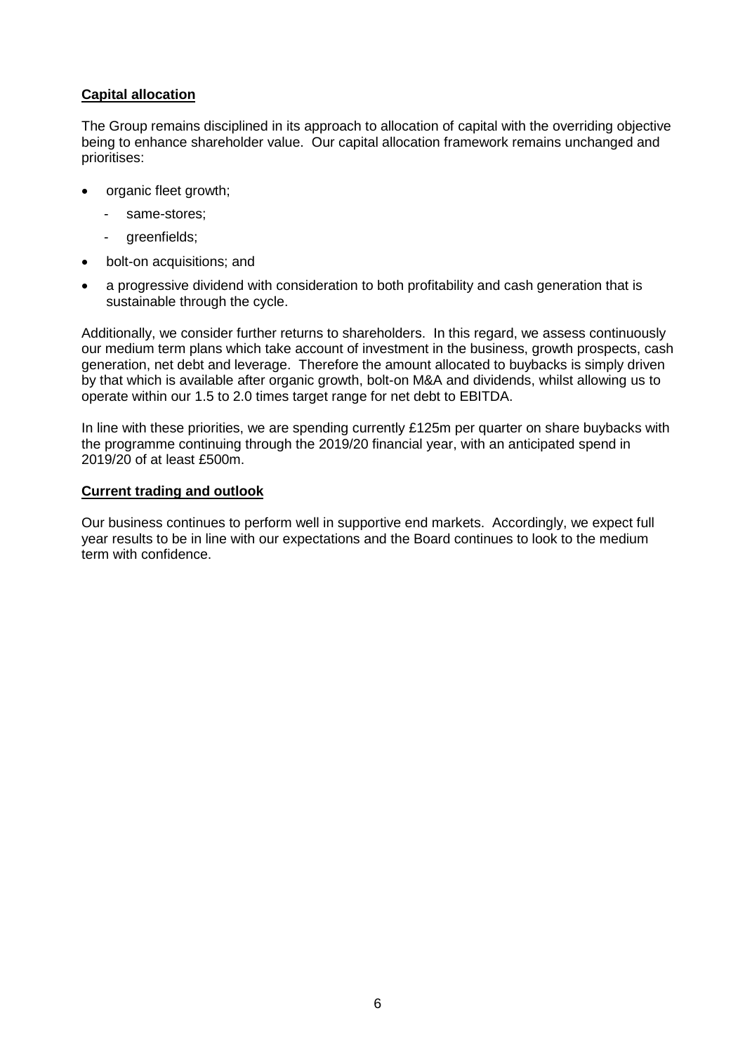## Capital allocation

The Group remains disciplined in its approach to allocation of capital with the overriding objective being to enhance shareholder value. Our capital allocation framework remains unchanged and prioritises:

- organic fleet growth;
  - same-stores;
  - greenfields;
- bolt-on acquisitions; and
- a progressive dividend with consideration to both profitability and cash generation that is sustainable through the cycle.

Additionally, we consider further returns to shareholders. In this regard, we assess continuously our medium term plans which take account of investment in the business, growth prospects, cash generation, net debt and leverage. Therefore the amount allocated to buybacks is simply driven by that which is available after organic growth, bolt-on M&A and dividends, whilst allowing us to operate within our 1.5 to 2.0 times target range for net debt to EBITDA.

In line with these priorities, we are spending currently £125m per quarter on share buybacks with the programme continuing through the 2019/20 financial year, with an anticipated spend in 2019/20 of at least £500m.

## Current trading and outlook

Our business continues to perform well in supportive end markets. Accordingly, we expect full year results to be in line with our expectations and the Board continues to look to the medium term with confidence.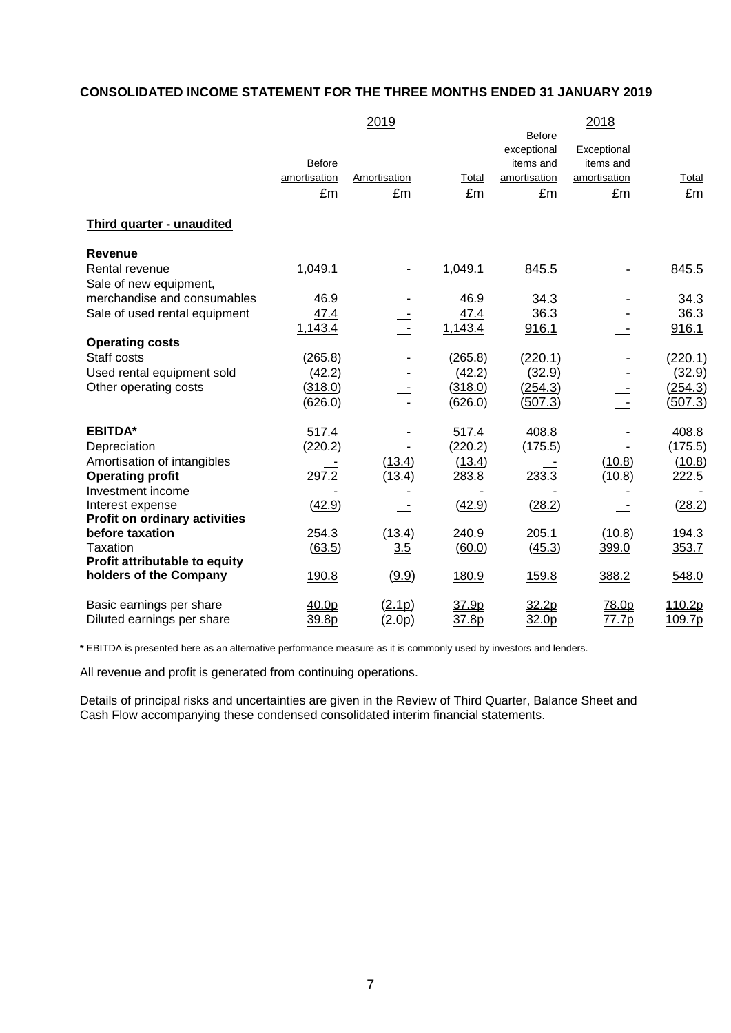## CONSOLIDATED INCOME STATEMENT FOR THE THREE MONTHS ENDED 31 JANUARY 2019

| | 2019 | | | 2018 | | |
|---|---|---|---|---|---|---|
| | Before amortisation | Amortisation | Total | Before exceptional items and amortisation | Exceptional items and amortisation | Total |
| | £m | £m | £m | £m | £m | £m |
| **Third quarter - unaudited** | | | | | | |
| **Revenue** | | | | | | |
| Rental revenue | 1,049.1 | - | 1,049.1 | 845.5 | - | 845.5 |
| Sale of new equipment, merchandise and consumables | 46.9 | - | 46.9 | 34.3 | - | 34.3 |
| Sale of used rental equipment | 47.4 | - | 47.4 | 36.3 | - | 36.3 |
| | 1,143.4 | - | 1,143.4 | 916.1 | - | 916.1 |
| **Operating costs** | | | | | | |
| Staff costs | (265.8) | - | (265.8) | (220.1) | - | (220.1) |
| Used rental equipment sold | (42.2) | - | (42.2) | (32.9) | - | (32.9) |
| Other operating costs | (318.0) | - | (318.0) | (254.3) | - | (254.3) |
| | (626.0) | - | (626.0) | (507.3) | - | (507.3) |
| **EBITDA*** | 517.4 | - | 517.4 | 408.8 | - | 408.8 |
| Depreciation | (220.2) | - | (220.2) | (175.5) | - | (175.5) |
| Amortisation of intangibles | - | (13.4) | (13.4) | - | (10.8) | (10.8) |
| **Operating profit** | 297.2 | (13.4) | 283.8 | 233.3 | (10.8) | 222.5 |
| Investment income | - | - | - | - | - | - |
| Interest expense | (42.9) | - | (42.9) | (28.2) | - | (28.2) |
| **Profit on ordinary activities before taxation** | 254.3 | (13.4) | 240.9 | 205.1 | (10.8) | 194.3 |
| Taxation | (63.5) | 3.5 | (60.0) | (45.3) | 399.0 | 353.7 |
| **Profit attributable to equity holders of the Company** | 190.8 | (9.9) | 180.9 | 159.8 | 388.2 | 548.0 |
| Basic earnings per share | 40.0p | (2.1p) | 37.9p | 32.2p | 78.0p | 110.2p |
| Diluted earnings per share | 39.8p | (2.0p) | 37.8p | 32.0p | 77.7p | 109.7p |

**\*** EBITDA is presented here as an alternative performance measure as it is commonly used by investors and lenders.

All revenue and profit is generated from continuing operations.

Details of principal risks and uncertainties are given in the Review of Third Quarter, Balance Sheet and Cash Flow accompanying these condensed consolidated interim financial statements.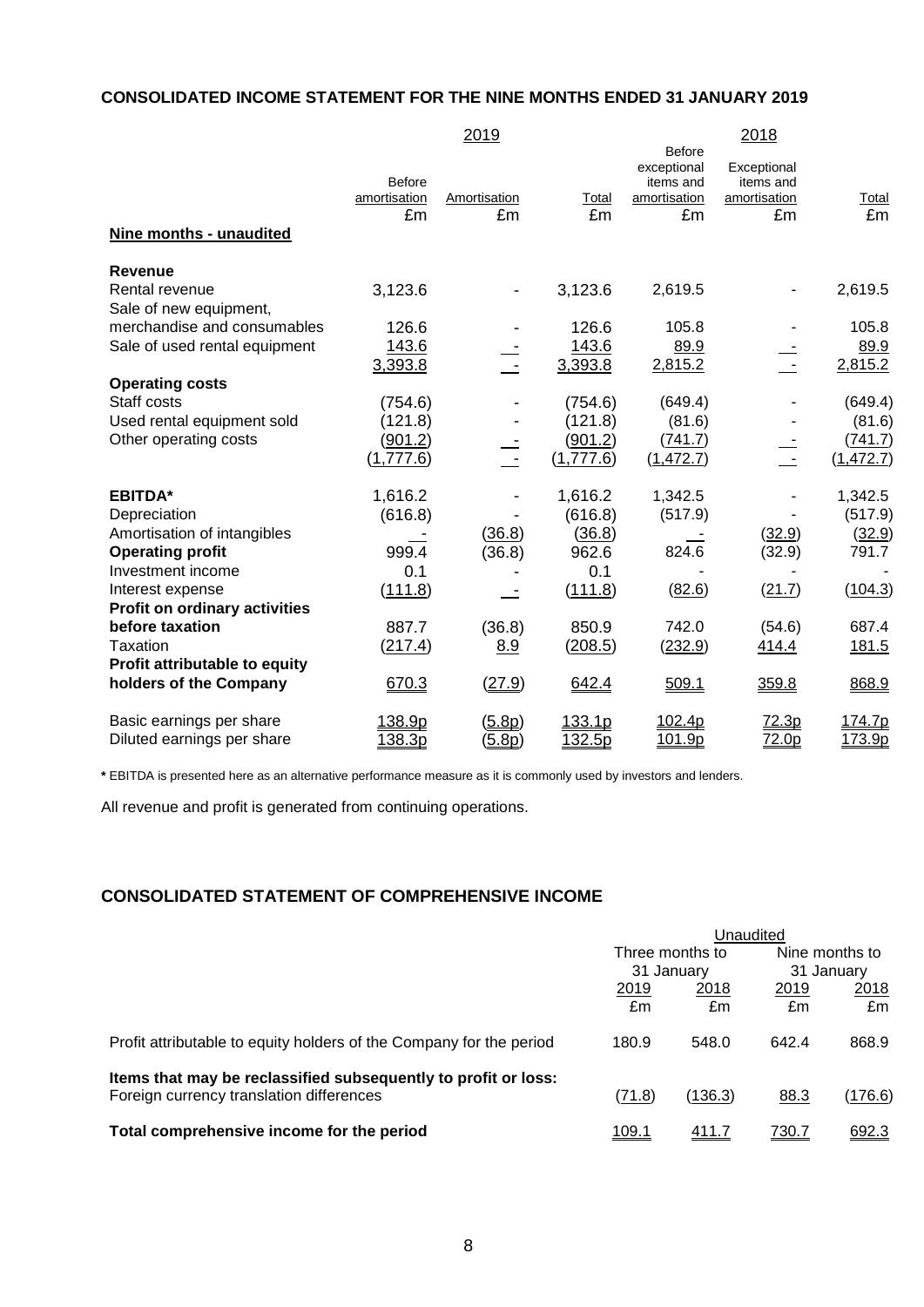## CONSOLIDATED INCOME STATEMENT FOR THE NINE MONTHS ENDED 31 JANUARY 2019

| | 2019 | | | 2018 | | |
|---|---|---|---|---|---|---|
| | Before amortisation | Amortisation | Total | Before exceptional items and amortisation | Exceptional items and amortisation | Total |
| | £m | £m | £m | £m | £m | £m |
| **Nine months - unaudited** | | | | | | |
| **Revenue** | | | | | | |
| Rental revenue | 3,123.6 | - | 3,123.6 | 2,619.5 | - | 2,619.5 |
| Sale of new equipment, merchandise and consumables | 126.6 | - | 126.6 | 105.8 | - | 105.8 |
| Sale of used rental equipment | 143.6 | - | 143.6 | 89.9 | - | 89.9 |
| | 3,393.8 | - | 3,393.8 | 2,815.2 | - | 2,815.2 |
| **Operating costs** | | | | | | |
| Staff costs | (754.6) | - | (754.6) | (649.4) | - | (649.4) |
| Used rental equipment sold | (121.8) | - | (121.8) | (81.6) | - | (81.6) |
| Other operating costs | (901.2) | - | (901.2) | (741.7) | - | (741.7) |
| | (1,777.6) | - | (1,777.6) | (1,472.7) | - | (1,472.7) |
| **EBITDA*** | 1,616.2 | - | 1,616.2 | 1,342.5 | - | 1,342.5 |
| Depreciation | (616.8) | - | (616.8) | (517.9) | - | (517.9) |
| Amortisation of intangibles | - | (36.8) | (36.8) | - | (32.9) | (32.9) |
| **Operating profit** | 999.4 | (36.8) | 962.6 | 824.6 | (32.9) | 791.7 |
| Investment income | 0.1 | - | 0.1 | - | - | - |
| Interest expense | (111.8) | - | (111.8) | (82.6) | (21.7) | (104.3) |
| **Profit on ordinary activities before taxation** | 887.7 | (36.8) | 850.9 | 742.0 | (54.6) | 687.4 |
| Taxation | (217.4) | 8.9 | (208.5) | (232.9) | 414.4 | 181.5 |
| **Profit attributable to equity holders of the Company** | 670.3 | (27.9) | 642.4 | 509.1 | 359.8 | 868.9 |
| Basic earnings per share | 138.9p | (5.8p) | 133.1p | 102.4p | 72.3p | 174.7p |
| Diluted earnings per share | 138.3p | (5.8p) | 132.5p | 101.9p | 72.0p | 173.9p |

* EBITDA is presented here as an alternative performance measure as it is commonly used by investors and lenders.

All revenue and profit is generated from continuing operations.

## CONSOLIDATED STATEMENT OF COMPREHENSIVE INCOME

| | Unaudited | | | |
|---|---|---|---|---|
| | Three months to 31 January | | Nine months to 31 January | |
| | 2019 | 2018 | 2019 | 2018 |
| | £m | £m | £m | £m |
| Profit attributable to equity holders of the Company for the period | 180.9 | 548.0 | 642.4 | 868.9 |
| **Items that may be reclassified subsequently to profit or loss:** | | | | |
| Foreign currency translation differences | (71.8) | (136.3) | 88.3 | (176.6) |
| **Total comprehensive income for the period** | 109.1 | 411.7 | 730.7 | 692.3 |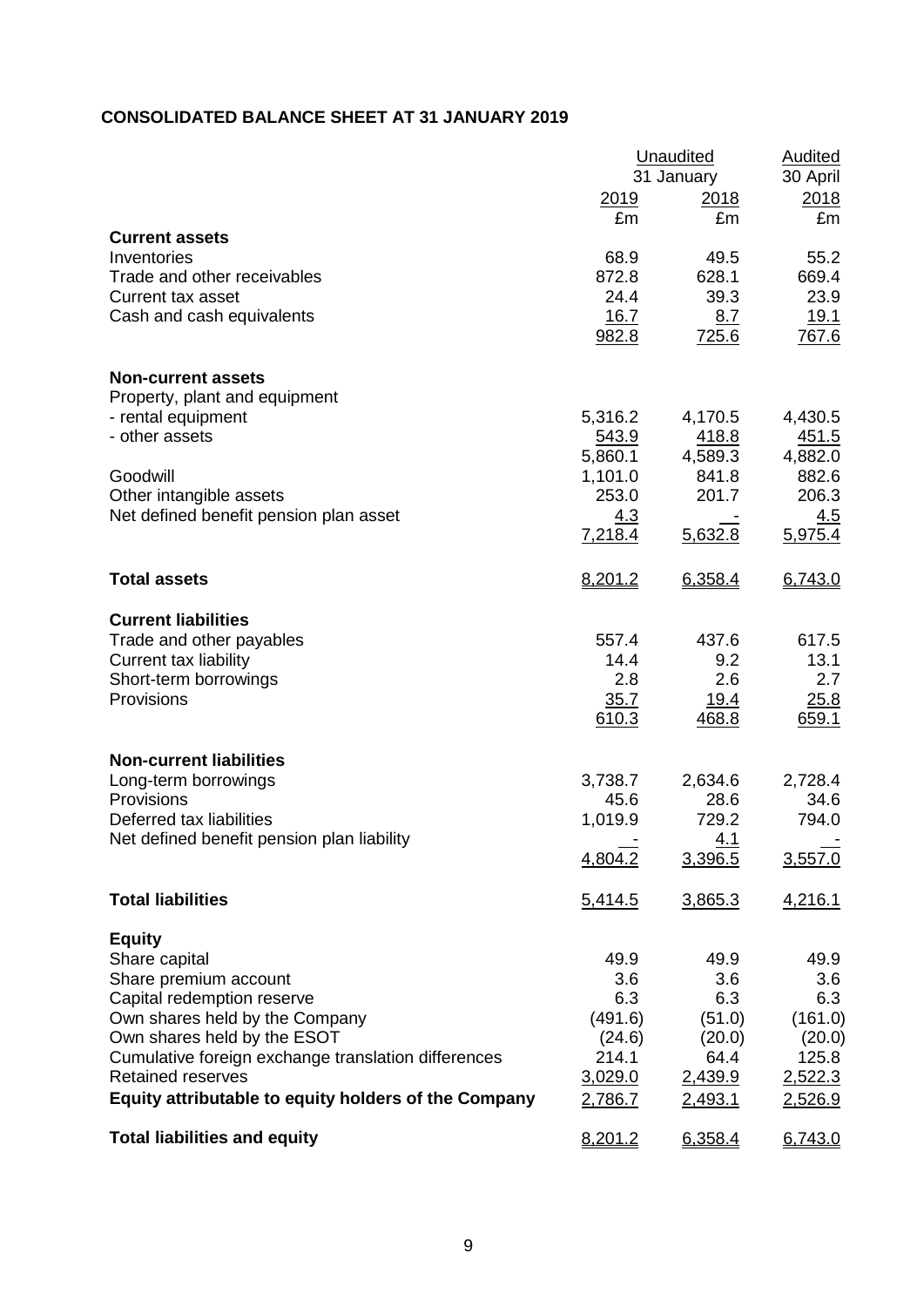## CONSOLIDATED BALANCE SHEET AT 31 JANUARY 2019

| | Unaudited | | Audited |
|---|---|---|---|
| | 31 January | | 30 April |
| | 2019 | 2018 | 2018 |
| | £m | £m | £m |
| **Current assets** | | | |
| Inventories | 68.9 | 49.5 | 55.2 |
| Trade and other receivables | 872.8 | 628.1 | 669.4 |
| Current tax asset | 24.4 | 39.3 | 23.9 |
| Cash and cash equivalents | 16.7 | 8.7 | 19.1 |
| | 982.8 | 725.6 | 767.6 |
| **Non-current assets** | | | |
| Property, plant and equipment | | | |
| - rental equipment | 5,316.2 | 4,170.5 | 4,430.5 |
| - other assets | 543.9 | 418.8 | 451.5 |
| | 5,860.1 | 4,589.3 | 4,882.0 |
| Goodwill | 1,101.0 | 841.8 | 882.6 |
| Other intangible assets | 253.0 | 201.7 | 206.3 |
| Net defined benefit pension plan asset | 4.3 | - | 4.5 |
| | 7,218.4 | 5,632.8 | 5,975.4 |
| **Total assets** | 8,201.2 | 6,358.4 | 6,743.0 |
| **Current liabilities** | | | |
| Trade and other payables | 557.4 | 437.6 | 617.5 |
| Current tax liability | 14.4 | 9.2 | 13.1 |
| Short-term borrowings | 2.8 | 2.6 | 2.7 |
| Provisions | 35.7 | 19.4 | 25.8 |
| | 610.3 | 468.8 | 659.1 |
| **Non-current liabilities** | | | |
| Long-term borrowings | 3,738.7 | 2,634.6 | 2,728.4 |
| Provisions | 45.6 | 28.6 | 34.6 |
| Deferred tax liabilities | 1,019.9 | 729.2 | 794.0 |
| Net defined benefit pension plan liability | - | 4.1 | - |
| | 4,804.2 | 3,396.5 | 3,557.0 |
| **Total liabilities** | 5,414.5 | 3,865.3 | 4,216.1 |
| **Equity** | | | |
| Share capital | 49.9 | 49.9 | 49.9 |
| Share premium account | 3.6 | 3.6 | 3.6 |
| Capital redemption reserve | 6.3 | 6.3 | 6.3 |
| Own shares held by the Company | (491.6) | (51.0) | (161.0) |
| Own shares held by the ESOT | (24.6) | (20.0) | (20.0) |
| Cumulative foreign exchange translation differences | 214.1 | 64.4 | 125.8 |
| Retained reserves | 3,029.0 | 2,439.9 | 2,522.3 |
| **Equity attributable to equity holders of the Company** | 2,786.7 | 2,493.1 | 2,526.9 |
| **Total liabilities and equity** | 8,201.2 | 6,358.4 | 6,743.0 |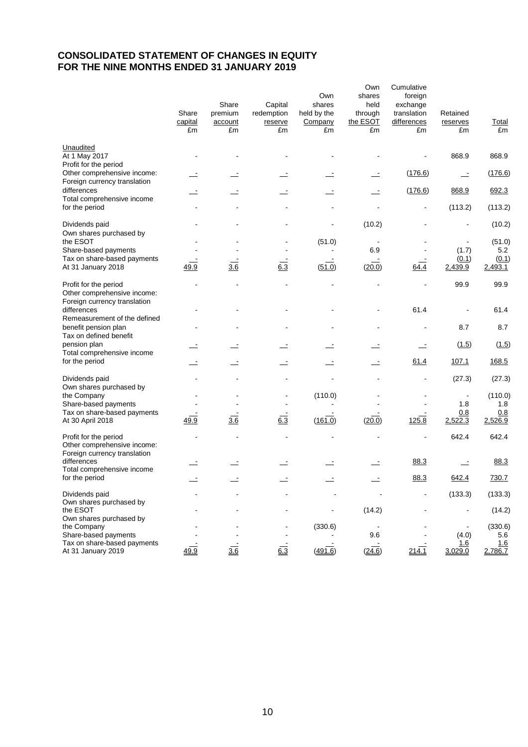# CONSOLIDATED STATEMENT OF CHANGES IN EQUITY FOR THE NINE MONTHS ENDED 31 JANUARY 2019

| | Share capital £m | Share premium account £m | Capital redemption reserve £m | Own shares held by the Company £m | Own shares held through the ESOT £m | Cumulative foreign exchange translation differences £m | Retained reserves £m | Total £m |
|---|---|---|---|---|---|---|---|---|
| Unaudited | | | | | | | | |
| At 1 May 2017 | - | - | - | - | - | - | 868.9 | 868.9 |
| Profit for the period | | | | | | | | |
| Other comprehensive income: | - | - | - | - | - | (176.6) | - | (176.6) |
| Foreign currency translation | | | | | | | | |
| differences | - | - | - | - | - | (176.6) | 868.9 | 692.3 |
| Total comprehensive income | | | | | | | | |
| for the period | - | - | - | - | - | - | (113.2) | (113.2) |
| Dividends paid | - | - | - | - | (10.2) | - | - | (10.2) |
| Own shares purchased by the ESOT | - | - | - | (51.0) | - | - | - | (51.0) |
| Share-based payments | - | - | - | - | 6.9 | - | (1.7) | 5.2 |
| Tax on share-based payments | - | - | - | - | - | - | (0.1) | (0.1) |
| At 31 January 2018 | 49.9 | 3.6 | 6.3 | (51.0) | (20.0) | 64.4 | 2,439.9 | 2,493.1 |
| Profit for the period | - | - | - | - | - | - | 99.9 | 99.9 |
| Other comprehensive income: Foreign currency translation differences | - | - | - | - | - | 61.4 | - | 61.4 |
| Remeasurement of the defined benefit pension plan | - | - | - | - | - | - | 8.7 | 8.7 |
| Tax on defined benefit pension plan | - | - | - | - | - | - | (1.5) | (1.5) |
| Total comprehensive income for the period | - | - | - | - | - | 61.4 | 107.1 | 168.5 |
| Dividends paid | - | - | - | - | - | - | (27.3) | (27.3) |
| Own shares purchased by the Company | - | - | - | (110.0) | - | - | - | (110.0) |
| Share-based payments | - | - | - | - | - | - | 1.8 | 1.8 |
| Tax on share-based payments | - | - | - | - | - | - | 0.8 | 0.8 |
| At 30 April 2018 | 49.9 | 3.6 | 6.3 | (161.0) | (20.0) | 125.8 | 2,522.3 | 2,526.9 |
| Profit for the period | - | - | - | - | - | - | 642.4 | 642.4 |
| Other comprehensive income: Foreign currency translation differences | - | - | - | - | - | 88.3 | - | 88.3 |
| Total comprehensive income for the period | - | - | - | - | - | 88.3 | 642.4 | 730.7 |
| Dividends paid | - | - | - | - | - | - | (133.3) | (133.3) |
| Own shares purchased by the ESOT | - | - | - | - | (14.2) | - | - | (14.2) |
| Own shares purchased by the Company | - | - | - | (330.6) | - | - | - | (330.6) |
| Share-based payments | - | - | - | - | 9.6 | - | (4.0) | 5.6 |
| Tax on share-based payments | - | - | - | - | - | - | 1.6 | 1.6 |
| At 31 January 2019 | 49.9 | 3.6 | 6.3 | (491.6) | (24.6) | 214.1 | 3,029.0 | 2,786.7 |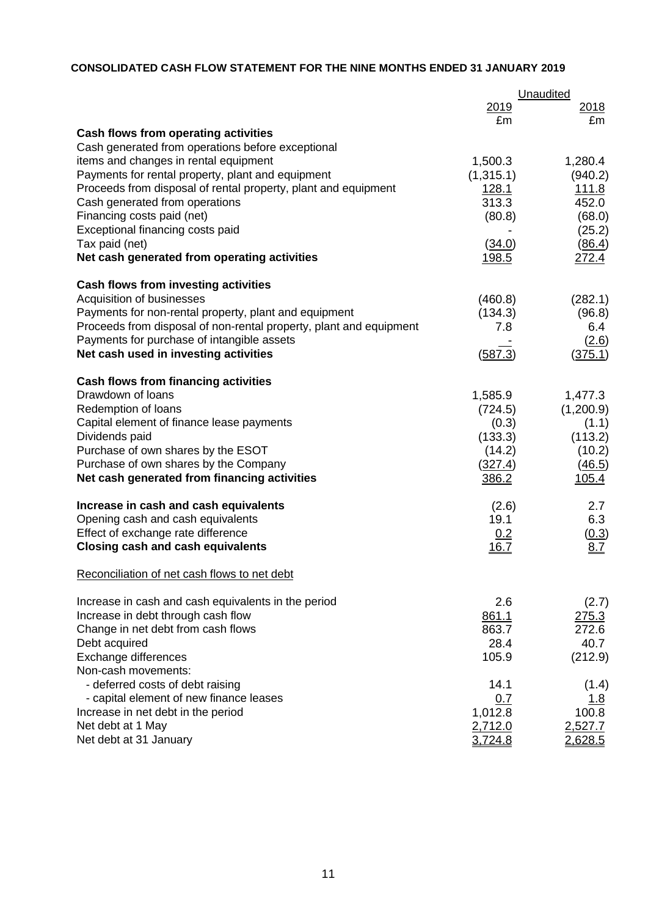**CONSOLIDATED CASH FLOW STATEMENT FOR THE NINE MONTHS ENDED 31 JANUARY 2019**

| | Unaudited | |
|---|---|---|
| | 2019 | 2018 |
| | £m | £m |
| **Cash flows from operating activities** | | |
| Cash generated from operations before exceptional items and changes in rental equipment | 1,500.3 | 1,280.4 |
| Payments for rental property, plant and equipment | (1,315.1) | (940.2) |
| Proceeds from disposal of rental property, plant and equipment | 128.1 | 111.8 |
| Cash generated from operations | 313.3 | 452.0 |
| Financing costs paid (net) | (80.8) | (68.0) |
| Exceptional financing costs paid | - | (25.2) |
| Tax paid (net) | (34.0) | (86.4) |
| **Net cash generated from operating activities** | 198.5 | 272.4 |
| | | |
| **Cash flows from investing activities** | | |
| Acquisition of businesses | (460.8) | (282.1) |
| Payments for non-rental property, plant and equipment | (134.3) | (96.8) |
| Proceeds from disposal of non-rental property, plant and equipment | 7.8 | 6.4 |
| Payments for purchase of intangible assets | - | (2.6) |
| **Net cash used in investing activities** | (587.3) | (375.1) |
| | | |
| **Cash flows from financing activities** | | |
| Drawdown of loans | 1,585.9 | 1,477.3 |
| Redemption of loans | (724.5) | (1,200.9) |
| Capital element of finance lease payments | (0.3) | (1.1) |
| Dividends paid | (133.3) | (113.2) |
| Purchase of own shares by the ESOT | (14.2) | (10.2) |
| Purchase of own shares by the Company | (327.4) | (46.5) |
| **Net cash generated from financing activities** | 386.2 | 105.4 |
| | | |
| **Increase in cash and cash equivalents** | (2.6) | 2.7 |
| Opening cash and cash equivalents | 19.1 | 6.3 |
| Effect of exchange rate difference | 0.2 | (0.3) |
| **Closing cash and cash equivalents** | 16.7 | 8.7 |

Reconciliation of net cash flows to net debt

| | 2019 | 2018 |
|---|---|---|
| Increase in cash and cash equivalents in the period | 2.6 | (2.7) |
| Increase in debt through cash flow | 861.1 | 275.3 |
| Change in net debt from cash flows | 863.7 | 272.6 |
| Debt acquired | 28.4 | 40.7 |
| Exchange differences | 105.9 | (212.9) |
| Non-cash movements: | | |
| - deferred costs of debt raising | 14.1 | (1.4) |
| - capital element of new finance leases | 0.7 | 1.8 |
| Increase in net debt in the period | 1,012.8 | 100.8 |
| Net debt at 1 May | 2,712.0 | 2,527.7 |
| Net debt at 31 January | 3,724.8 | 2,628.5 |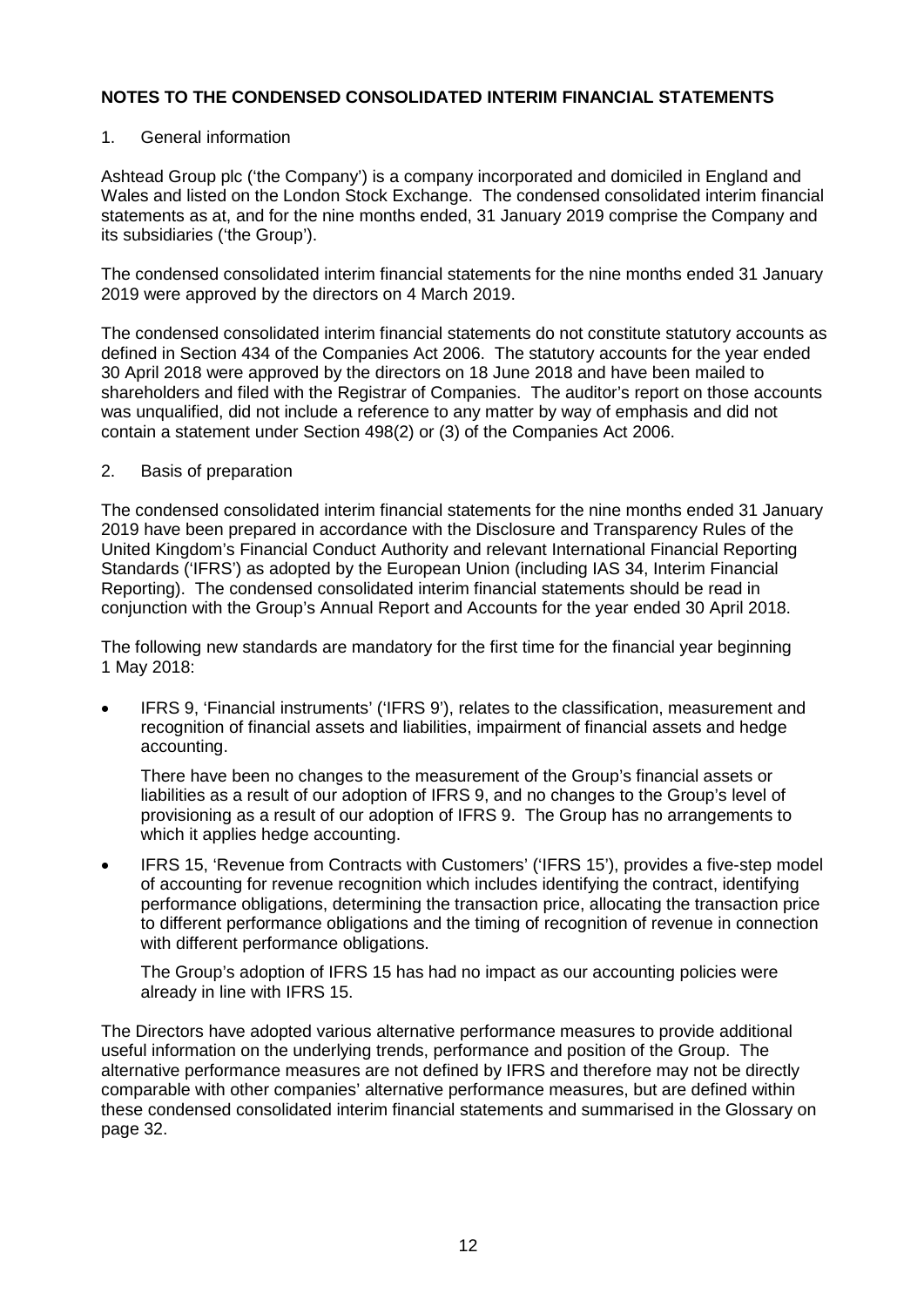**NOTES TO THE CONDENSED CONSOLIDATED INTERIM FINANCIAL STATEMENTS**

1. General information

Ashtead Group plc ('the Company') is a company incorporated and domiciled in England and Wales and listed on the London Stock Exchange. The condensed consolidated interim financial statements as at, and for the nine months ended, 31 January 2019 comprise the Company and its subsidiaries ('the Group').

The condensed consolidated interim financial statements for the nine months ended 31 January 2019 were approved by the directors on 4 March 2019.

The condensed consolidated interim financial statements do not constitute statutory accounts as defined in Section 434 of the Companies Act 2006. The statutory accounts for the year ended 30 April 2018 were approved by the directors on 18 June 2018 and have been mailed to shareholders and filed with the Registrar of Companies. The auditor's report on those accounts was unqualified, did not include a reference to any matter by way of emphasis and did not contain a statement under Section 498(2) or (3) of the Companies Act 2006.

2. Basis of preparation

The condensed consolidated interim financial statements for the nine months ended 31 January 2019 have been prepared in accordance with the Disclosure and Transparency Rules of the United Kingdom's Financial Conduct Authority and relevant International Financial Reporting Standards ('IFRS') as adopted by the European Union (including IAS 34, Interim Financial Reporting). The condensed consolidated interim financial statements should be read in conjunction with the Group's Annual Report and Accounts for the year ended 30 April 2018.

The following new standards are mandatory for the first time for the financial year beginning 1 May 2018:

- IFRS 9, 'Financial instruments' ('IFRS 9'), relates to the classification, measurement and recognition of financial assets and liabilities, impairment of financial assets and hedge accounting.

  There have been no changes to the measurement of the Group's financial assets or liabilities as a result of our adoption of IFRS 9, and no changes to the Group's level of provisioning as a result of our adoption of IFRS 9. The Group has no arrangements to which it applies hedge accounting.

- IFRS 15, 'Revenue from Contracts with Customers' ('IFRS 15'), provides a five-step model of accounting for revenue recognition which includes identifying the contract, identifying performance obligations, determining the transaction price, allocating the transaction price to different performance obligations and the timing of recognition of revenue in connection with different performance obligations.

  The Group's adoption of IFRS 15 has had no impact as our accounting policies were already in line with IFRS 15.

The Directors have adopted various alternative performance measures to provide additional useful information on the underlying trends, performance and position of the Group. The alternative performance measures are not defined by IFRS and therefore may not be directly comparable with other companies' alternative performance measures, but are defined within these condensed consolidated interim financial statements and summarised in the Glossary on page 32.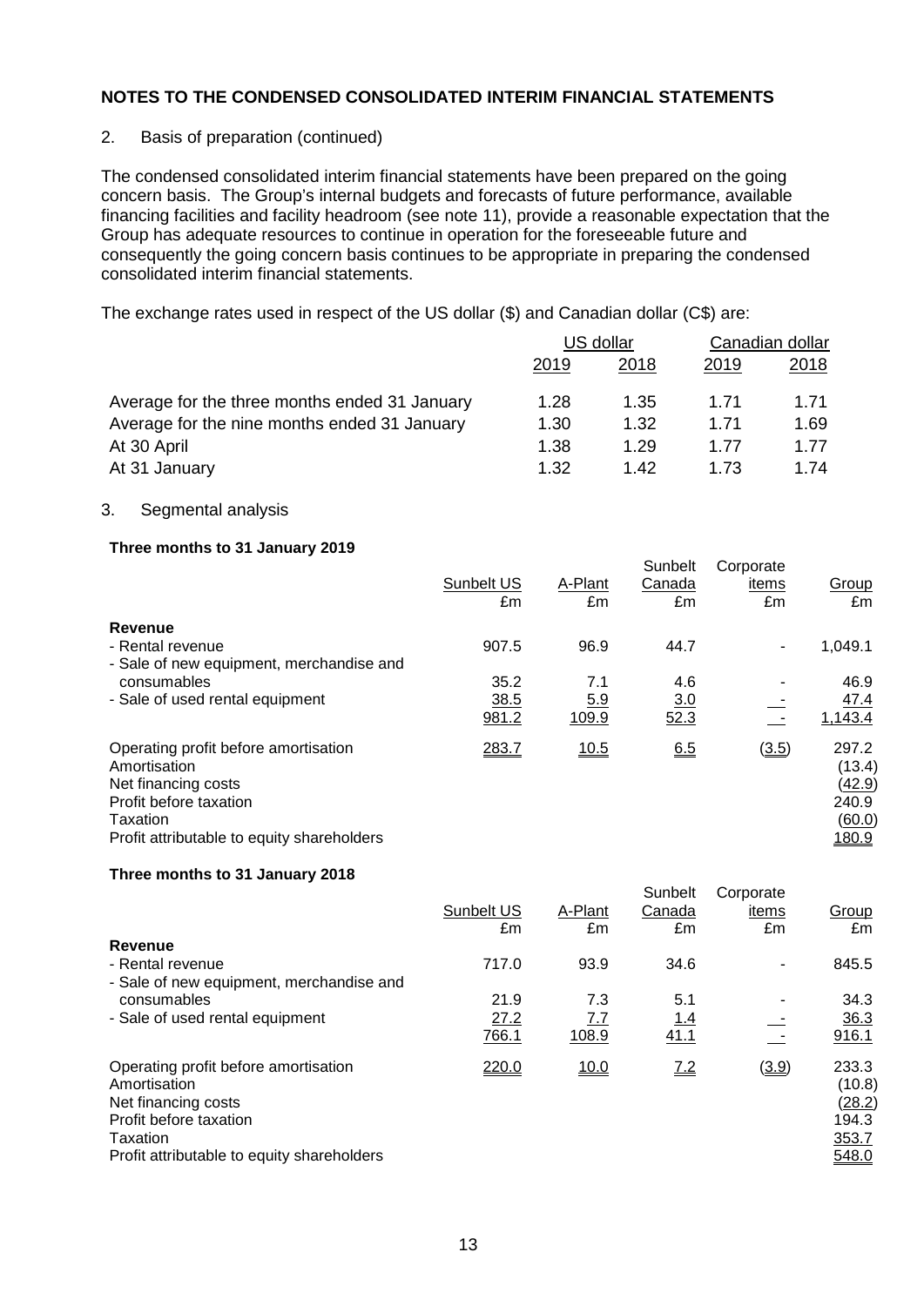## NOTES TO THE CONDENSED CONSOLIDATED INTERIM FINANCIAL STATEMENTS

2. Basis of preparation (continued)

The condensed consolidated interim financial statements have been prepared on the going concern basis. The Group's internal budgets and forecasts of future performance, available financing facilities and facility headroom (see note 11), provide a reasonable expectation that the Group has adequate resources to continue in operation for the foreseeable future and consequently the going concern basis continues to be appropriate in preparing the condensed consolidated interim financial statements.

The exchange rates used in respect of the US dollar ($) and Canadian dollar (C$) are:

| | US dollar | | Canadian dollar | |
|---|---|---|---|---|
| | 2019 | 2018 | 2019 | 2018 |
| Average for the three months ended 31 January | 1.28 | 1.35 | 1.71 | 1.71 |
| Average for the nine months ended 31 January | 1.30 | 1.32 | 1.71 | 1.69 |
| At 30 April | 1.38 | 1.29 | 1.77 | 1.77 |
| At 31 January | 1.32 | 1.42 | 1.73 | 1.74 |

3. Segmental analysis

**Three months to 31 January 2019**

| | Sunbelt US £m | A-Plant £m | Sunbelt Canada £m | Corporate items £m | Group £m |
|---|---|---|---|---|---|
| **Revenue** | | | | | |
| - Rental revenue | 907.5 | 96.9 | 44.7 | - | 1,049.1 |
| - Sale of new equipment, merchandise and consumables | 35.2 | 7.1 | 4.6 | - | 46.9 |
| - Sale of used rental equipment | 38.5 | 5.9 | 3.0 | - | 47.4 |
| | 981.2 | 109.9 | 52.3 | - | 1,143.4 |
| Operating profit before amortisation | 283.7 | 10.5 | 6.5 | (3.5) | 297.2 |
| Amortisation | | | | | (13.4) |
| Net financing costs | | | | | (42.9) |
| Profit before taxation | | | | | 240.9 |
| Taxation | | | | | (60.0) |
| Profit attributable to equity shareholders | | | | | 180.9 |

**Three months to 31 January 2018**

| | Sunbelt US £m | A-Plant £m | Sunbelt Canada £m | Corporate items £m | Group £m |
|---|---|---|---|---|---|
| **Revenue** | | | | | |
| - Rental revenue | 717.0 | 93.9 | 34.6 | - | 845.5 |
| - Sale of new equipment, merchandise and consumables | 21.9 | 7.3 | 5.1 | - | 34.3 |
| - Sale of used rental equipment | 27.2 | 7.7 | 1.4 | - | 36.3 |
| | 766.1 | 108.9 | 41.1 | - | 916.1 |
| Operating profit before amortisation | 220.0 | 10.0 | 7.2 | (3.9) | 233.3 |
| Amortisation | | | | | (10.8) |
| Net financing costs | | | | | (28.2) |
| Profit before taxation | | | | | 194.3 |
| Taxation | | | | | 353.7 |
| Profit attributable to equity shareholders | | | | | 548.0 |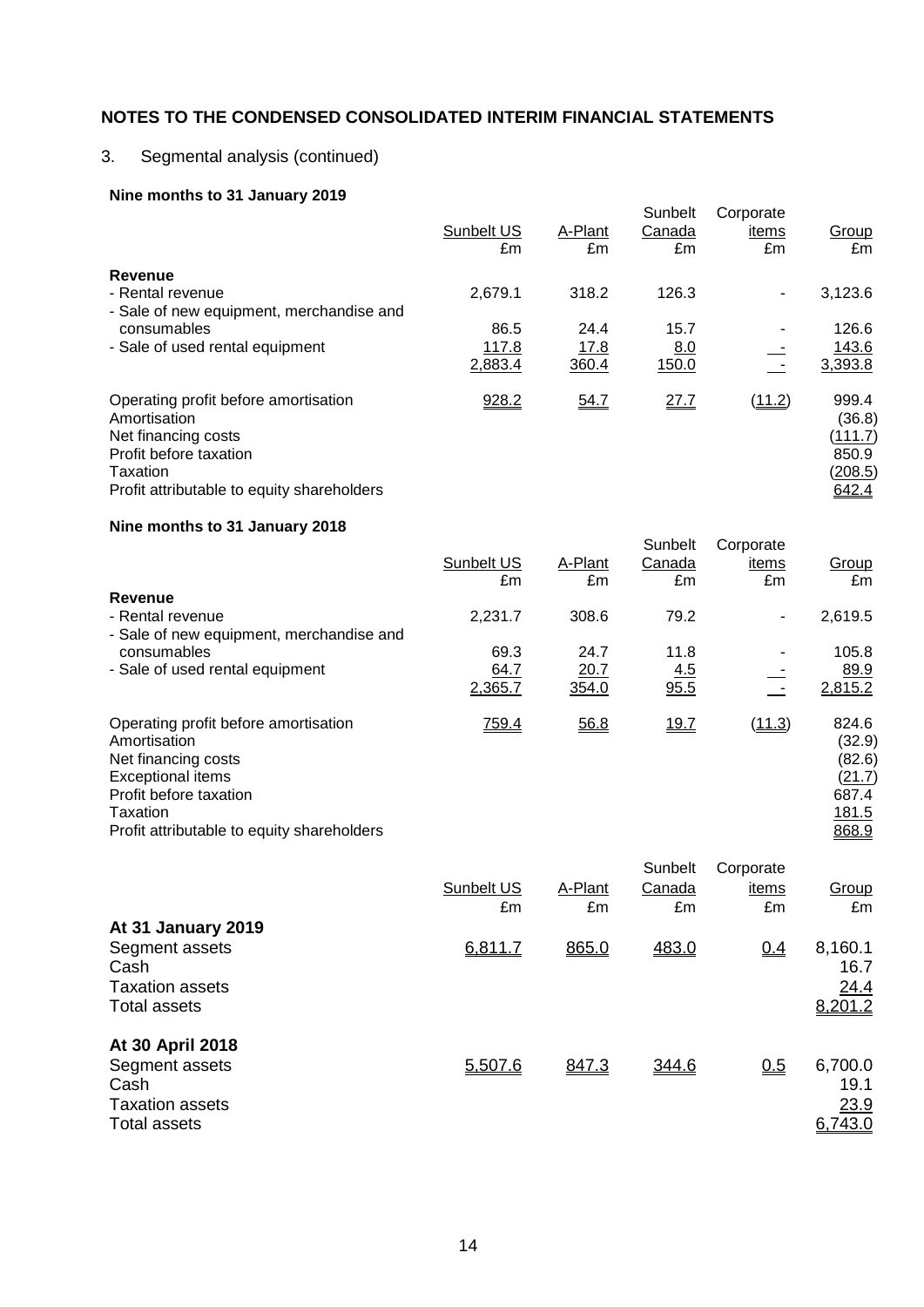## NOTES TO THE CONDENSED CONSOLIDATED INTERIM FINANCIAL STATEMENTS

3. Segmental analysis (continued)

**Nine months to 31 January 2019**

| | Sunbelt US £m | A-Plant £m | Sunbelt Canada £m | Corporate items £m | Group £m |
|---|---|---|---|---|---|
| **Revenue** | | | | | |
| - Rental revenue | 2,679.1 | 318.2 | 126.3 | - | 3,123.6 |
| - Sale of new equipment, merchandise and consumables | 86.5 | 24.4 | 15.7 | - | 126.6 |
| - Sale of used rental equipment | 117.8 | 17.8 | 8.0 | - | 143.6 |
| | 2,883.4 | 360.4 | 150.0 | - | 3,393.8 |
| Operating profit before amortisation | 928.2 | 54.7 | 27.7 | (11.2) | 999.4 |
| Amortisation | | | | | (36.8) |
| Net financing costs | | | | | (111.7) |
| Profit before taxation | | | | | 850.9 |
| Taxation | | | | | (208.5) |
| Profit attributable to equity shareholders | | | | | 642.4 |

**Nine months to 31 January 2018**

| | Sunbelt US £m | A-Plant £m | Sunbelt Canada £m | Corporate items £m | Group £m |
|---|---|---|---|---|---|
| **Revenue** | | | | | |
| - Rental revenue | 2,231.7 | 308.6 | 79.2 | - | 2,619.5 |
| - Sale of new equipment, merchandise and consumables | 69.3 | 24.7 | 11.8 | - | 105.8 |
| - Sale of used rental equipment | 64.7 | 20.7 | 4.5 | - | 89.9 |
| | 2,365.7 | 354.0 | 95.5 | - | 2,815.2 |
| Operating profit before amortisation | 759.4 | 56.8 | 19.7 | (11.3) | 824.6 |
| Amortisation | | | | | (32.9) |
| Net financing costs | | | | | (82.6) |
| Exceptional items | | | | | (21.7) |
| Profit before taxation | | | | | 687.4 |
| Taxation | | | | | 181.5 |
| Profit attributable to equity shareholders | | | | | 868.9 |

| | Sunbelt US £m | A-Plant £m | Sunbelt Canada £m | Corporate items £m | Group £m |
|---|---|---|---|---|---|
| **At 31 January 2019** | | | | | |
| Segment assets | 6,811.7 | 865.0 | 483.0 | 0.4 | 8,160.1 |
| Cash | | | | | 16.7 |
| Taxation assets | | | | | 24.4 |
| Total assets | | | | | 8,201.2 |
| **At 30 April 2018** | | | | | |
| Segment assets | 5,507.6 | 847.3 | 344.6 | 0.5 | 6,700.0 |
| Cash | | | | | 19.1 |
| Taxation assets | | | | | 23.9 |
| Total assets | | | | | 6,743.0 |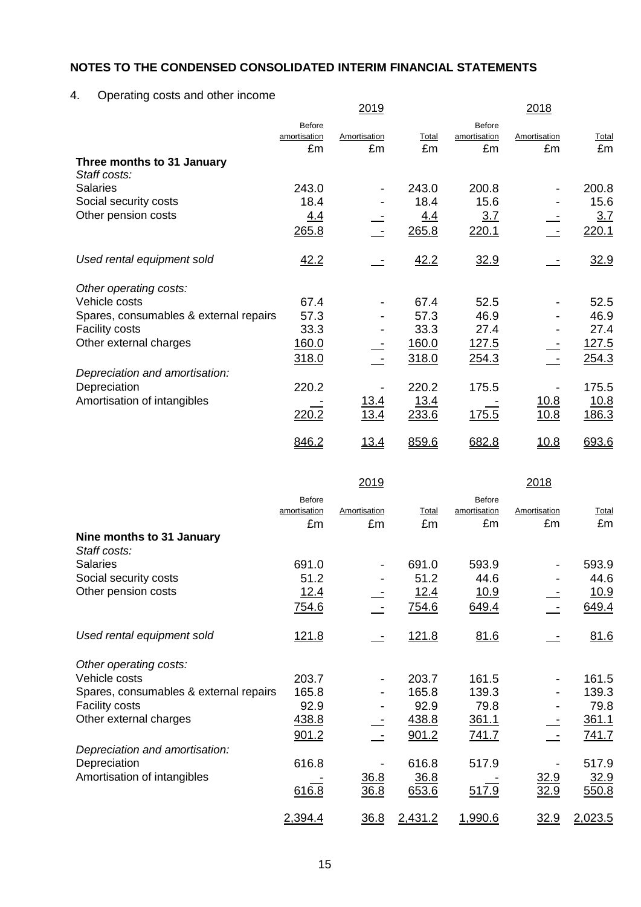## NOTES TO THE CONDENSED CONSOLIDATED INTERIM FINANCIAL STATEMENTS

4. Operating costs and other income

| | 2019 | | | 2018 | | |
|---|---|---|---|---|---|---|
| | Before amortisation | Amortisation | Total | Before amortisation | Amortisation | Total |
| | £m | £m | £m | £m | £m | £m |
| **Three months to 31 January** | | | | | | |
| *Staff costs:* | | | | | | |
| Salaries | 243.0 | - | 243.0 | 200.8 | - | 200.8 |
| Social security costs | 18.4 | - | 18.4 | 15.6 | - | 15.6 |
| Other pension costs | 4.4 | - | 4.4 | 3.7 | - | 3.7 |
| | 265.8 | - | 265.8 | 220.1 | - | 220.1 |
| *Used rental equipment sold* | 42.2 | - | 42.2 | 32.9 | - | 32.9 |
| *Other operating costs:* | | | | | | |
| Vehicle costs | 67.4 | - | 67.4 | 52.5 | - | 52.5 |
| Spares, consumables & external repairs | 57.3 | - | 57.3 | 46.9 | - | 46.9 |
| Facility costs | 33.3 | - | 33.3 | 27.4 | - | 27.4 |
| Other external charges | 160.0 | - | 160.0 | 127.5 | - | 127.5 |
| | 318.0 | - | 318.0 | 254.3 | - | 254.3 |
| *Depreciation and amortisation:* | | | | | | |
| Depreciation | 220.2 | - | 220.2 | 175.5 | - | 175.5 |
| Amortisation of intangibles | - | 13.4 | 13.4 | - | 10.8 | 10.8 |
| | 220.2 | 13.4 | 233.6 | 175.5 | 10.8 | 186.3 |
| | 846.2 | 13.4 | 859.6 | 682.8 | 10.8 | 693.6 |

| | 2019 | | | 2018 | | |
|---|---|---|---|---|---|---|
| | Before amortisation | Amortisation | Total | Before amortisation | Amortisation | Total |
| | £m | £m | £m | £m | £m | £m |
| **Nine months to 31 January** | | | | | | |
| *Staff costs:* | | | | | | |
| Salaries | 691.0 | - | 691.0 | 593.9 | - | 593.9 |
| Social security costs | 51.2 | - | 51.2 | 44.6 | - | 44.6 |
| Other pension costs | 12.4 | - | 12.4 | 10.9 | - | 10.9 |
| | 754.6 | - | 754.6 | 649.4 | - | 649.4 |
| *Used rental equipment sold* | 121.8 | - | 121.8 | 81.6 | - | 81.6 |
| *Other operating costs:* | | | | | | |
| Vehicle costs | 203.7 | - | 203.7 | 161.5 | - | 161.5 |
| Spares, consumables & external repairs | 165.8 | - | 165.8 | 139.3 | - | 139.3 |
| Facility costs | 92.9 | - | 92.9 | 79.8 | - | 79.8 |
| Other external charges | 438.8 | - | 438.8 | 361.1 | - | 361.1 |
| | 901.2 | - | 901.2 | 741.7 | - | 741.7 |
| *Depreciation and amortisation:* | | | | | | |
| Depreciation | 616.8 | - | 616.8 | 517.9 | - | 517.9 |
| Amortisation of intangibles | - | 36.8 | 36.8 | - | 32.9 | 32.9 |
| | 616.8 | 36.8 | 653.6 | 517.9 | 32.9 | 550.8 |
| | 2,394.4 | 36.8 | 2,431.2 | 1,990.6 | 32.9 | 2,023.5 |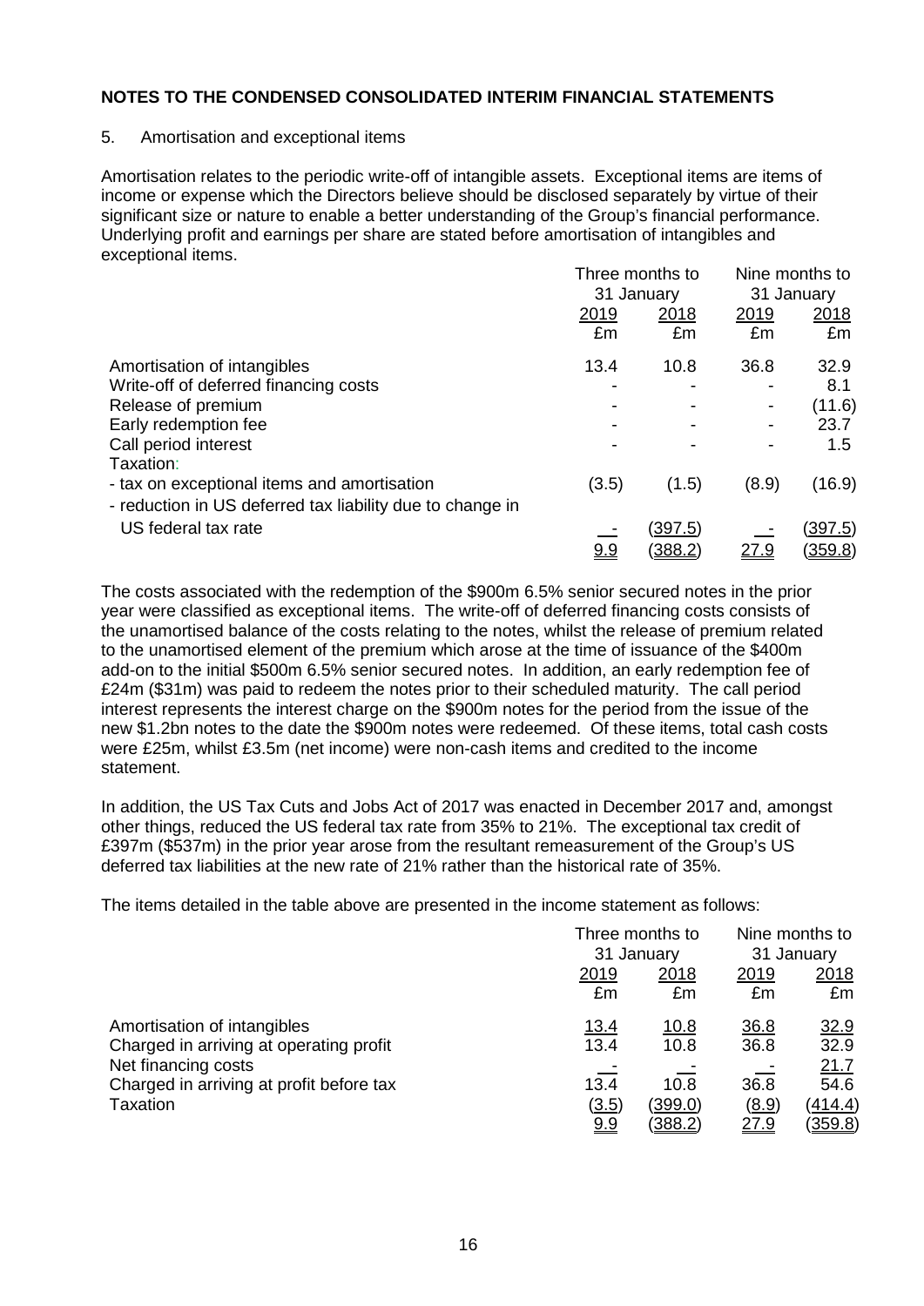## NOTES TO THE CONDENSED CONSOLIDATED INTERIM FINANCIAL STATEMENTS

5. Amortisation and exceptional items

Amortisation relates to the periodic write-off of intangible assets. Exceptional items are items of income or expense which the Directors believe should be disclosed separately by virtue of their significant size or nature to enable a better understanding of the Group's financial performance. Underlying profit and earnings per share are stated before amortisation of intangibles and exceptional items.

| | Three months to 31 January | | Nine months to 31 January | |
|---|---|---|---|---|
| | 2019 | 2018 | 2019 | 2018 |
| | £m | £m | £m | £m |
| Amortisation of intangibles | 13.4 | 10.8 | 36.8 | 32.9 |
| Write-off of deferred financing costs | - | - | - | 8.1 |
| Release of premium | - | - | - | (11.6) |
| Early redemption fee | - | - | - | 23.7 |
| Call period interest | - | - | - | 1.5 |
| Taxation: | | | | |
| - tax on exceptional items and amortisation | (3.5) | (1.5) | (8.9) | (16.9) |
| - reduction in US deferred tax liability due to change in US federal tax rate | - | (397.5) | - | (397.5) |
| | 9.9 | (388.2) | 27.9 | (359.8) |

The costs associated with the redemption of the \$900m 6.5% senior secured notes in the prior year were classified as exceptional items. The write-off of deferred financing costs consists of the unamortised balance of the costs relating to the notes, whilst the release of premium related to the unamortised element of the premium which arose at the time of issuance of the \$400m add-on to the initial \$500m 6.5% senior secured notes. In addition, an early redemption fee of £24m (\$31m) was paid to redeem the notes prior to their scheduled maturity. The call period interest represents the interest charge on the \$900m notes for the period from the issue of the new \$1.2bn notes to the date the \$900m notes were redeemed. Of these items, total cash costs were £25m, whilst £3.5m (net income) were non-cash items and credited to the income statement.

In addition, the US Tax Cuts and Jobs Act of 2017 was enacted in December 2017 and, amongst other things, reduced the US federal tax rate from 35% to 21%. The exceptional tax credit of £397m (\$537m) in the prior year arose from the resultant remeasurement of the Group's US deferred tax liabilities at the new rate of 21% rather than the historical rate of 35%.

The items detailed in the table above are presented in the income statement as follows:

| | Three months to 31 January | | Nine months to 31 January | |
|---|---|---|---|---|
| | 2019 | 2018 | 2019 | 2018 |
| | £m | £m | £m | £m |
| Amortisation of intangibles | 13.4 | 10.8 | 36.8 | 32.9 |
| Charged in arriving at operating profit | 13.4 | 10.8 | 36.8 | 32.9 |
| Net financing costs | - | - | - | 21.7 |
| Charged in arriving at profit before tax | 13.4 | 10.8 | 36.8 | 54.6 |
| Taxation | (3.5) | (399.0) | (8.9) | (414.4) |
| | 9.9 | (388.2) | 27.9 | (359.8) |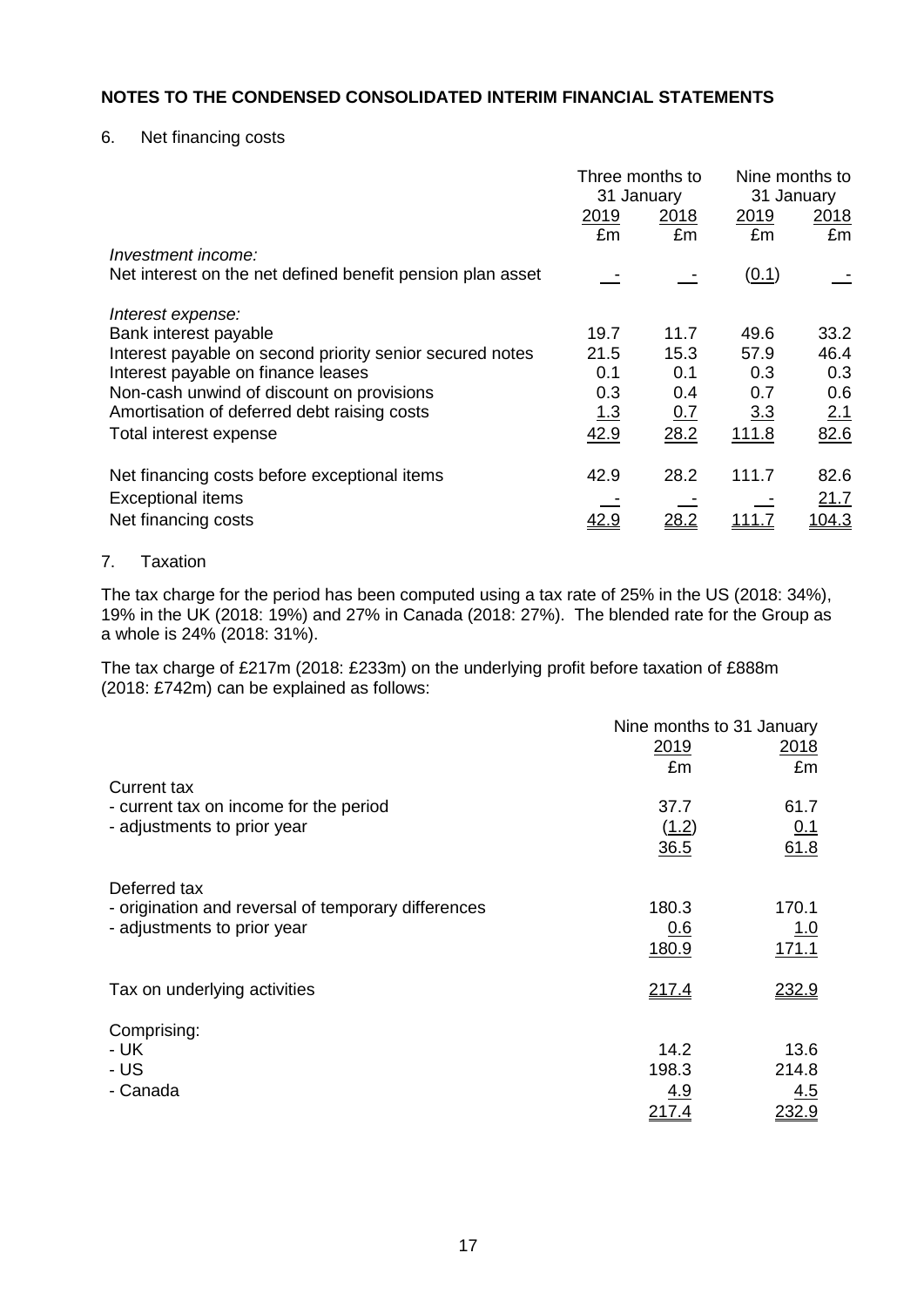## NOTES TO THE CONDENSED CONSOLIDATED INTERIM FINANCIAL STATEMENTS

6. Net financing costs

| | Three months to 31 January | | Nine months to 31 January | |
|---|---|---|---|---|
| | 2019 | 2018 | 2019 | 2018 |
| | £m | £m | £m | £m |
| *Investment income:* | | | | |
| Net interest on the net defined benefit pension plan asset | - | - | (0.1) | - |
| *Interest expense:* | | | | |
| Bank interest payable | 19.7 | 11.7 | 49.6 | 33.2 |
| Interest payable on second priority senior secured notes | 21.5 | 15.3 | 57.9 | 46.4 |
| Interest payable on finance leases | 0.1 | 0.1 | 0.3 | 0.3 |
| Non-cash unwind of discount on provisions | 0.3 | 0.4 | 0.7 | 0.6 |
| Amortisation of deferred debt raising costs | 1.3 | 0.7 | 3.3 | 2.1 |
| Total interest expense | 42.9 | 28.2 | 111.8 | 82.6 |
| Net financing costs before exceptional items | 42.9 | 28.2 | 111.7 | 82.6 |
| Exceptional items | - | - | - | 21.7 |
| Net financing costs | 42.9 | 28.2 | 111.7 | 104.3 |

7. Taxation

The tax charge for the period has been computed using a tax rate of 25% in the US (2018: 34%), 19% in the UK (2018: 19%) and 27% in Canada (2018: 27%). The blended rate for the Group as a whole is 24% (2018: 31%).

The tax charge of £217m (2018: £233m) on the underlying profit before taxation of £888m (2018: £742m) can be explained as follows:

| | Nine months to 31 January | |
|---|---|---|
| | 2019 | 2018 |
| | £m | £m |
| Current tax | | |
| - current tax on income for the period | 37.7 | 61.7 |
| - adjustments to prior year | (1.2) | 0.1 |
| | 36.5 | 61.8 |
| Deferred tax | | |
| - origination and reversal of temporary differences | 180.3 | 170.1 |
| - adjustments to prior year | 0.6 | 1.0 |
| | 180.9 | 171.1 |
| Tax on underlying activities | 217.4 | 232.9 |
| Comprising: | | |
| - UK | 14.2 | 13.6 |
| - US | 198.3 | 214.8 |
| - Canada | 4.9 | 4.5 |
| | 217.4 | 232.9 |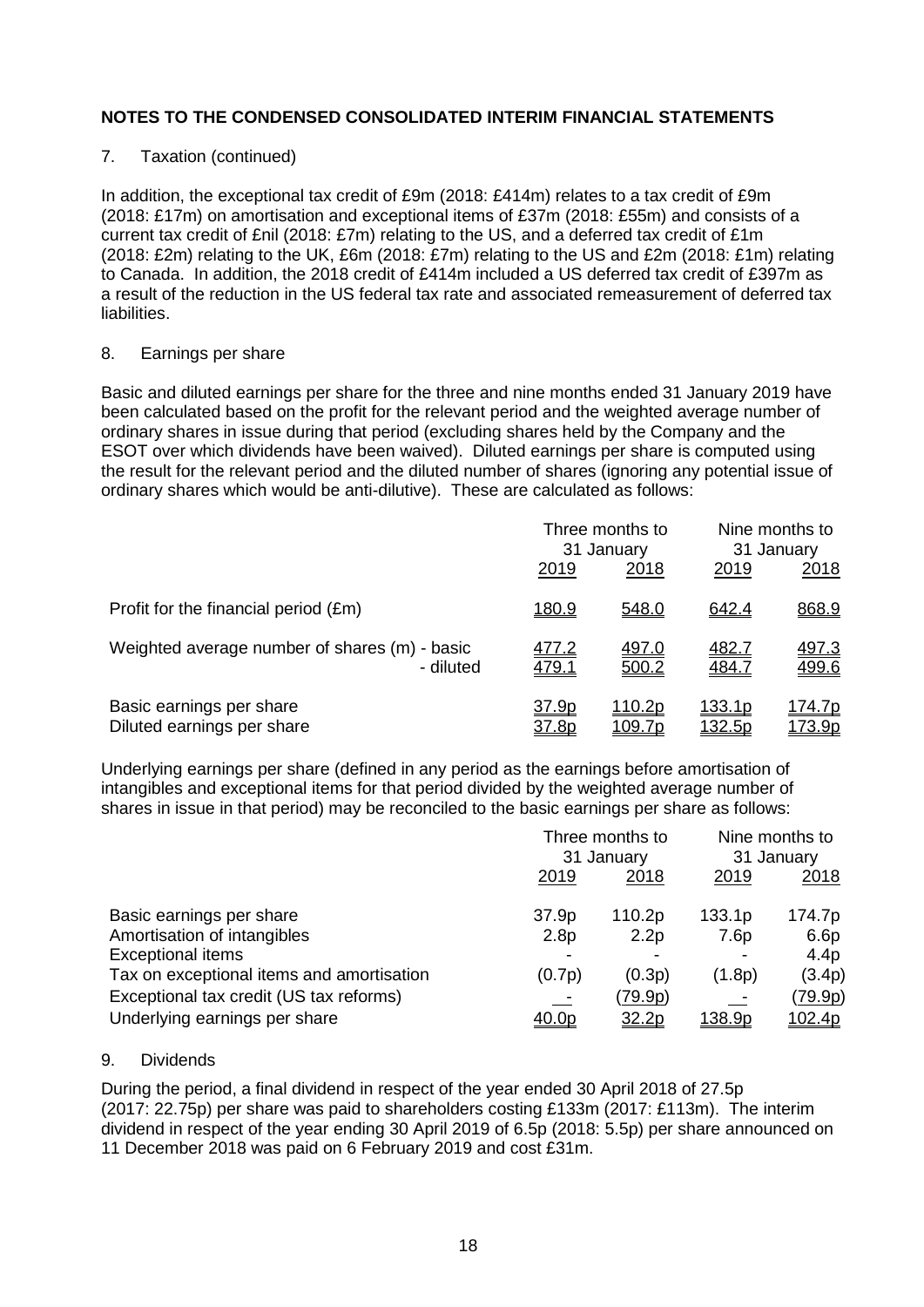## NOTES TO THE CONDENSED CONSOLIDATED INTERIM FINANCIAL STATEMENTS

7. Taxation (continued)

In addition, the exceptional tax credit of £9m (2018: £414m) relates to a tax credit of £9m (2018: £17m) on amortisation and exceptional items of £37m (2018: £55m) and consists of a current tax credit of £nil (2018: £7m) relating to the US, and a deferred tax credit of £1m (2018: £2m) relating to the UK, £6m (2018: £7m) relating to the US and £2m (2018: £1m) relating to Canada. In addition, the 2018 credit of £414m included a US deferred tax credit of £397m as a result of the reduction in the US federal tax rate and associated remeasurement of deferred tax liabilities.

8. Earnings per share

Basic and diluted earnings per share for the three and nine months ended 31 January 2019 have been calculated based on the profit for the relevant period and the weighted average number of ordinary shares in issue during that period (excluding shares held by the Company and the ESOT over which dividends have been waived). Diluted earnings per share is computed using the result for the relevant period and the diluted number of shares (ignoring any potential issue of ordinary shares which would be anti-dilutive). These are calculated as follows:

| | Three months to 31 January | | Nine months to 31 January | |
|---|---|---|---|---|
| | 2019 | 2018 | 2019 | 2018 |
| Profit for the financial period (£m) | 180.9 | 548.0 | 642.4 | 868.9 |
| Weighted average number of shares (m) - basic | 477.2 | 497.0 | 482.7 | 497.3 |
| - diluted | 479.1 | 500.2 | 484.7 | 499.6 |
| Basic earnings per share | 37.9p | 110.2p | 133.1p | 174.7p |
| Diluted earnings per share | 37.8p | 109.7p | 132.5p | 173.9p |

Underlying earnings per share (defined in any period as the earnings before amortisation of intangibles and exceptional items for that period divided by the weighted average number of shares in issue in that period) may be reconciled to the basic earnings per share as follows:

| | Three months to 31 January | | Nine months to 31 January | |
|---|---|---|---|---|
| | 2019 | 2018 | 2019 | 2018 |
| Basic earnings per share | 37.9p | 110.2p | 133.1p | 174.7p |
| Amortisation of intangibles | 2.8p | 2.2p | 7.6p | 6.6p |
| Exceptional items | - | - | - | 4.4p |
| Tax on exceptional items and amortisation | (0.7p) | (0.3p) | (1.8p) | (3.4p) |
| Exceptional tax credit (US tax reforms) | - | (79.9p) | - | (79.9p) |
| Underlying earnings per share | 40.0p | 32.2p | 138.9p | 102.4p |

9. Dividends

During the period, a final dividend in respect of the year ended 30 April 2018 of 27.5p (2017: 22.75p) per share was paid to shareholders costing £133m (2017: £113m). The interim dividend in respect of the year ending 30 April 2019 of 6.5p (2018: 5.5p) per share announced on 11 December 2018 was paid on 6 February 2019 and cost £31m.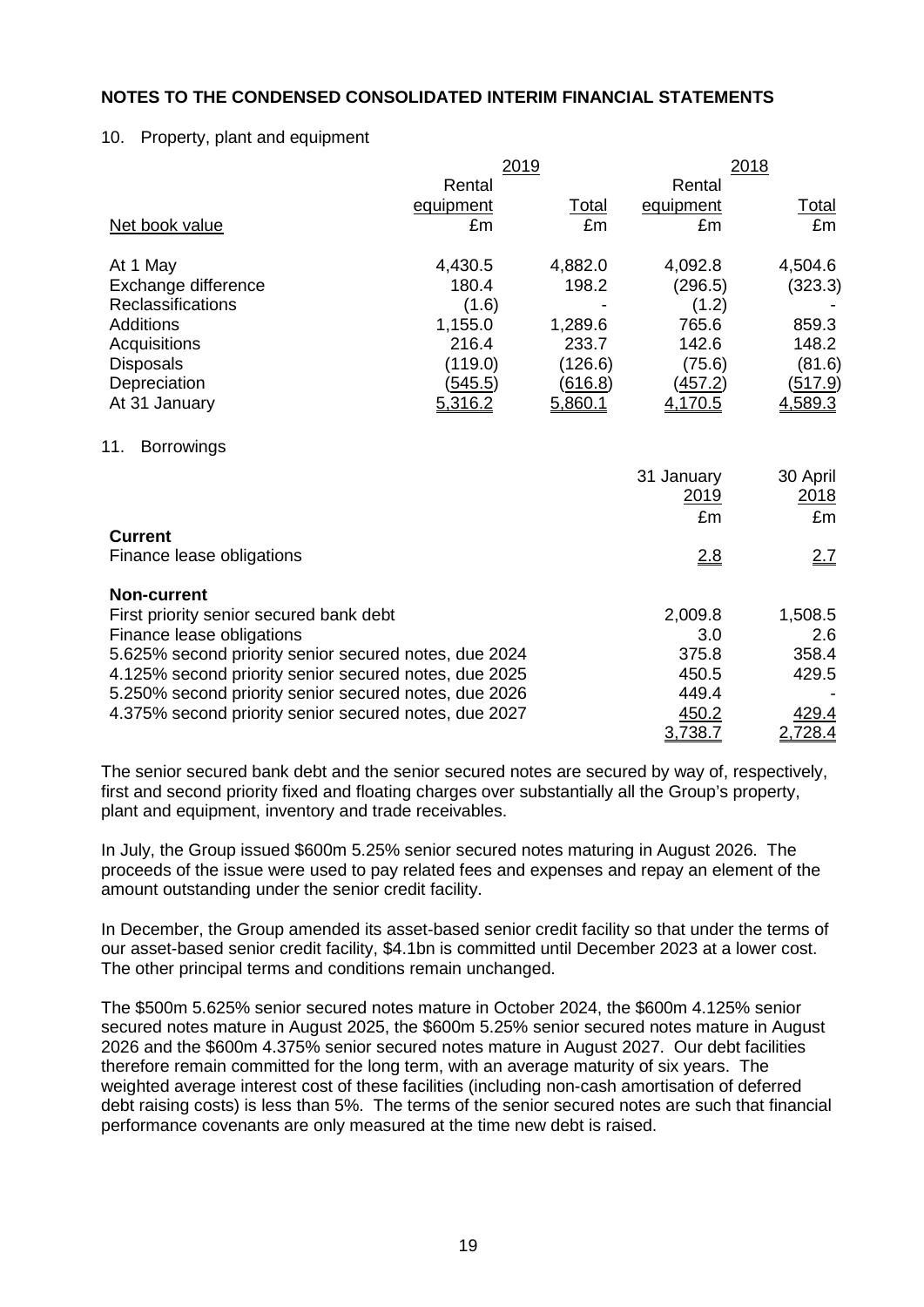**NOTES TO THE CONDENSED CONSOLIDATED INTERIM FINANCIAL STATEMENTS**

10. Property, plant and equipment

| | 2019 | | 2018 | |
|---|---|---|---|---|
| | Rental equipment | Total | Rental equipment | Total |
| Net book value | £m | £m | £m | £m |
| At 1 May | 4,430.5 | 4,882.0 | 4,092.8 | 4,504.6 |
| Exchange difference | 180.4 | 198.2 | (296.5) | (323.3) |
| Reclassifications | (1.6) | - | (1.2) | - |
| Additions | 1,155.0 | 1,289.6 | 765.6 | 859.3 |
| Acquisitions | 216.4 | 233.7 | 142.6 | 148.2 |
| Disposals | (119.0) | (126.6) | (75.6) | (81.6) |
| Depreciation | (545.5) | (616.8) | (457.2) | (517.9) |
| At 31 January | 5,316.2 | 5,860.1 | 4,170.5 | 4,589.3 |

11. Borrowings

| | 31 January 2019 | 30 April 2018 |
|---|---|---|
| | £m | £m |
| **Current** | | |
| Finance lease obligations | 2.8 | 2.7 |
| **Non-current** | | |
| First priority senior secured bank debt | 2,009.8 | 1,508.5 |
| Finance lease obligations | 3.0 | 2.6 |
| 5.625% second priority senior secured notes, due 2024 | 375.8 | 358.4 |
| 4.125% second priority senior secured notes, due 2025 | 450.5 | 429.5 |
| 5.250% second priority senior secured notes, due 2026 | 449.4 | - |
| 4.375% second priority senior secured notes, due 2027 | 450.2 | 429.4 |
| | 3,738.7 | 2,728.4 |

The senior secured bank debt and the senior secured notes are secured by way of, respectively, first and second priority fixed and floating charges over substantially all the Group's property, plant and equipment, inventory and trade receivables.

In July, the Group issued $600m 5.25% senior secured notes maturing in August 2026. The proceeds of the issue were used to pay related fees and expenses and repay an element of the amount outstanding under the senior credit facility.

In December, the Group amended its asset-based senior credit facility so that under the terms of our asset-based senior credit facility, $4.1bn is committed until December 2023 at a lower cost. The other principal terms and conditions remain unchanged.

The $500m 5.625% senior secured notes mature in October 2024, the $600m 4.125% senior secured notes mature in August 2025, the $600m 5.25% senior secured notes mature in August 2026 and the $600m 4.375% senior secured notes mature in August 2027. Our debt facilities therefore remain committed for the long term, with an average maturity of six years. The weighted average interest cost of these facilities (including non-cash amortisation of deferred debt raising costs) is less than 5%. The terms of the senior secured notes are such that financial performance covenants are only measured at the time new debt is raised.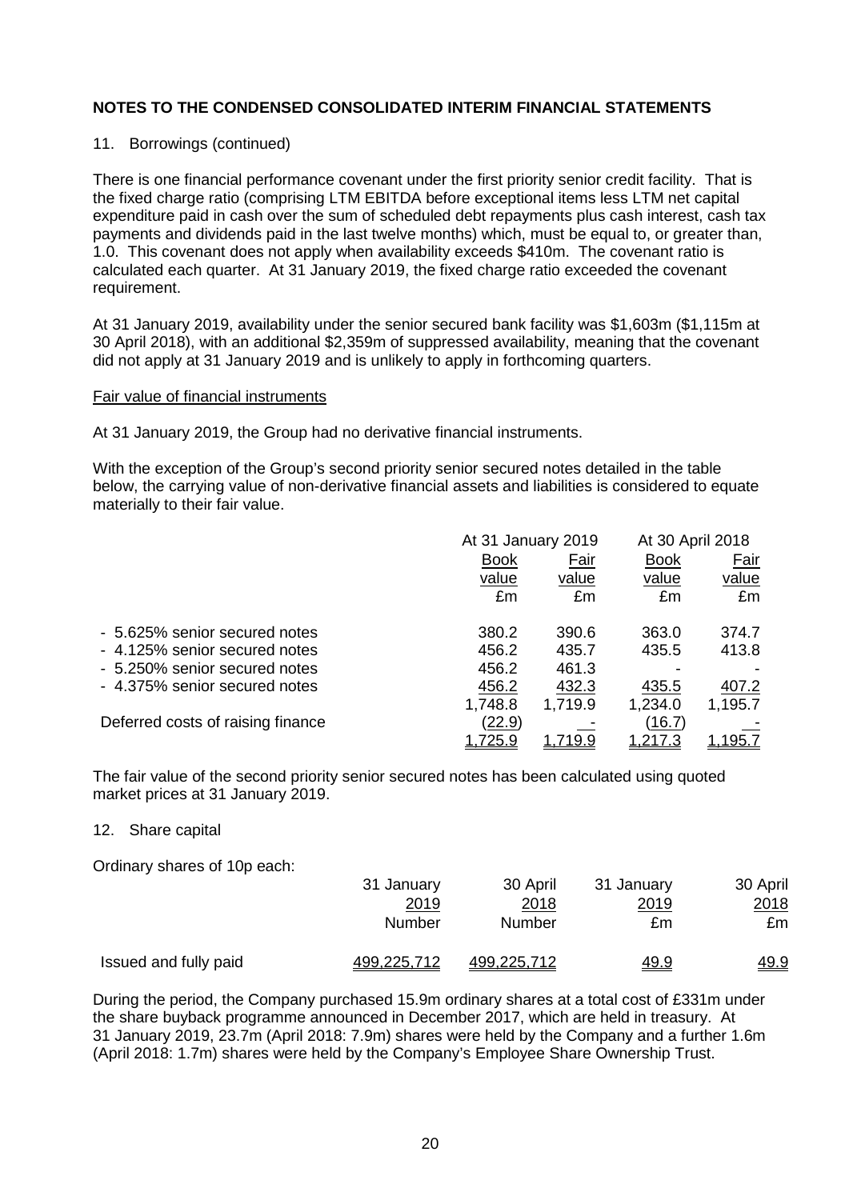## NOTES TO THE CONDENSED CONSOLIDATED INTERIM FINANCIAL STATEMENTS

11. Borrowings (continued)

There is one financial performance covenant under the first priority senior credit facility. That is the fixed charge ratio (comprising LTM EBITDA before exceptional items less LTM net capital expenditure paid in cash over the sum of scheduled debt repayments plus cash interest, cash tax payments and dividends paid in the last twelve months) which, must be equal to, or greater than, 1.0. This covenant does not apply when availability exceeds $410m. The covenant ratio is calculated each quarter. At 31 January 2019, the fixed charge ratio exceeded the covenant requirement.

At 31 January 2019, availability under the senior secured bank facility was $1,603m ($1,115m at 30 April 2018), with an additional $2,359m of suppressed availability, meaning that the covenant did not apply at 31 January 2019 and is unlikely to apply in forthcoming quarters.

Fair value of financial instruments

At 31 January 2019, the Group had no derivative financial instruments.

With the exception of the Group's second priority senior secured notes detailed in the table below, the carrying value of non-derivative financial assets and liabilities is considered to equate materially to their fair value.

| | At 31 January 2019 | | At 30 April 2018 | |
|---|---|---|---|---|
| | Book value £m | Fair value £m | Book value £m | Fair value £m |
| - 5.625% senior secured notes | 380.2 | 390.6 | 363.0 | 374.7 |
| - 4.125% senior secured notes | 456.2 | 435.7 | 435.5 | 413.8 |
| - 5.250% senior secured notes | 456.2 | 461.3 | - | - |
| - 4.375% senior secured notes | 456.2 | 432.3 | 435.5 | 407.2 |
| | 1,748.8 | 1,719.9 | 1,234.0 | 1,195.7 |
| Deferred costs of raising finance | (22.9) | - | (16.7) | - |
| | 1,725.9 | 1,719.9 | 1,217.3 | 1,195.7 |

The fair value of the second priority senior secured notes has been calculated using quoted market prices at 31 January 2019.

12. Share capital

Ordinary shares of 10p each:

| | 31 January 2019 Number | 30 April 2018 Number | 31 January 2019 £m | 30 April 2018 £m |
|---|---|---|---|---|
| Issued and fully paid | 499,225,712 | 499,225,712 | 49.9 | 49.9 |

During the period, the Company purchased 15.9m ordinary shares at a total cost of £331m under the share buyback programme announced in December 2017, which are held in treasury. At 31 January 2019, 23.7m (April 2018: 7.9m) shares were held by the Company and a further 1.6m (April 2018: 1.7m) shares were held by the Company's Employee Share Ownership Trust.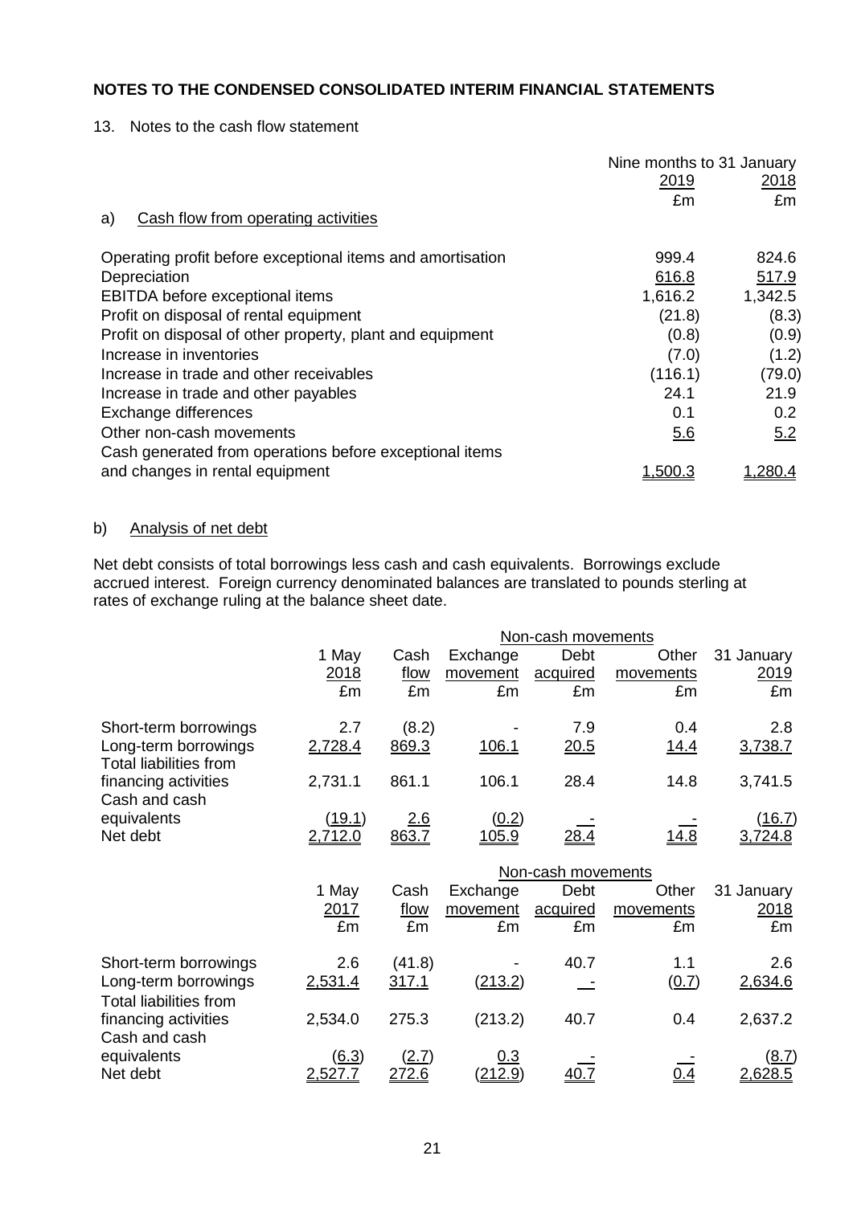## NOTES TO THE CONDENSED CONSOLIDATED INTERIM FINANCIAL STATEMENTS

13. Notes to the cash flow statement

a) Cash flow from operating activities

| | Nine months to 31 January 2019 £m | Nine months to 31 January 2018 £m |
|---|---|---|
| Operating profit before exceptional items and amortisation | 999.4 | 824.6 |
| Depreciation | 616.8 | 517.9 |
| EBITDA before exceptional items | 1,616.2 | 1,342.5 |
| Profit on disposal of rental equipment | (21.8) | (8.3) |
| Profit on disposal of other property, plant and equipment | (0.8) | (0.9) |
| Increase in inventories | (7.0) | (1.2) |
| Increase in trade and other receivables | (116.1) | (79.0) |
| Increase in trade and other payables | 24.1 | 21.9 |
| Exchange differences | 0.1 | 0.2 |
| Other non-cash movements | 5.6 | 5.2 |
| Cash generated from operations before exceptional items and changes in rental equipment | 1,500.3 | 1,280.4 |

b) Analysis of net debt

Net debt consists of total borrowings less cash and cash equivalents. Borrowings exclude accrued interest. Foreign currency denominated balances are translated to pounds sterling at rates of exchange ruling at the balance sheet date.

| | 1 May 2018 £m | Cash flow £m | Non-cash movements: Exchange movement £m | Non-cash movements: Debt acquired £m | Non-cash movements: Other movements £m | 31 January 2019 £m |
|---|---|---|---|---|---|---|
| Short-term borrowings | 2.7 | (8.2) | - | 7.9 | 0.4 | 2.8 |
| Long-term borrowings | 2,728.4 | 869.3 | 106.1 | 20.5 | 14.4 | 3,738.7 |
| Total liabilities from financing activities | 2,731.1 | 861.1 | 106.1 | 28.4 | 14.8 | 3,741.5 |
| Cash and cash equivalents | (19.1) | 2.6 | (0.2) | - | - | (16.7) |
| Net debt | 2,712.0 | 863.7 | 105.9 | 28.4 | 14.8 | 3,724.8 |

| | 1 May 2017 £m | Cash flow £m | Non-cash movements: Exchange movement £m | Non-cash movements: Debt acquired £m | Non-cash movements: Other movements £m | 31 January 2018 £m |
|---|---|---|---|---|---|---|
| Short-term borrowings | 2.6 | (41.8) | - | 40.7 | 1.1 | 2.6 |
| Long-term borrowings | 2,531.4 | 317.1 | (213.2) | - | (0.7) | 2,634.6 |
| Total liabilities from financing activities | 2,534.0 | 275.3 | (213.2) | 40.7 | 0.4 | 2,637.2 |
| Cash and cash equivalents | (6.3) | (2.7) | 0.3 | - | - | (8.7) |
| Net debt | 2,527.7 | 272.6 | (212.9) | 40.7 | 0.4 | 2,628.5 |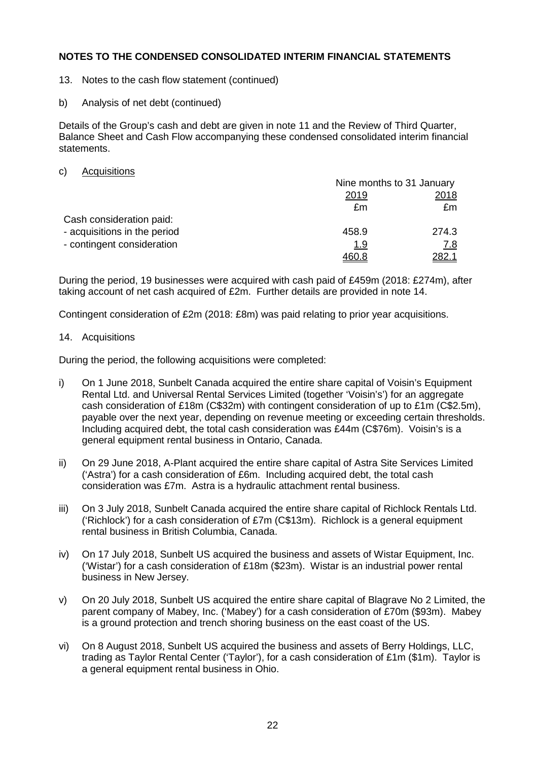## NOTES TO THE CONDENSED CONSOLIDATED INTERIM FINANCIAL STATEMENTS

13. Notes to the cash flow statement (continued)

b) Analysis of net debt (continued)

Details of the Group's cash and debt are given in note 11 and the Review of Third Quarter, Balance Sheet and Cash Flow accompanying these condensed consolidated interim financial statements.

c) Acquisitions

| | Nine months to 31 January | |
|---|---|---|
| | 2019 | 2018 |
| | £m | £m |
| Cash consideration paid: | | |
| - acquisitions in the period | 458.9 | 274.3 |
| - contingent consideration | 1.9 | 7.8 |
| | 460.8 | 282.1 |

During the period, 19 businesses were acquired with cash paid of £459m (2018: £274m), after taking account of net cash acquired of £2m. Further details are provided in note 14.

Contingent consideration of £2m (2018: £8m) was paid relating to prior year acquisitions.

14. Acquisitions

During the period, the following acquisitions were completed:

i) On 1 June 2018, Sunbelt Canada acquired the entire share capital of Voisin's Equipment Rental Ltd. and Universal Rental Services Limited (together 'Voisin's') for an aggregate cash consideration of £18m (C$32m) with contingent consideration of up to £1m (C$2.5m), payable over the next year, depending on revenue meeting or exceeding certain thresholds. Including acquired debt, the total cash consideration was £44m (C$76m). Voisin's is a general equipment rental business in Ontario, Canada.

ii) On 29 June 2018, A-Plant acquired the entire share capital of Astra Site Services Limited ('Astra') for a cash consideration of £6m. Including acquired debt, the total cash consideration was £7m. Astra is a hydraulic attachment rental business.

iii) On 3 July 2018, Sunbelt Canada acquired the entire share capital of Richlock Rentals Ltd. ('Richlock') for a cash consideration of £7m (C$13m). Richlock is a general equipment rental business in British Columbia, Canada.

iv) On 17 July 2018, Sunbelt US acquired the business and assets of Wistar Equipment, Inc. ('Wistar') for a cash consideration of £18m ($23m). Wistar is an industrial power rental business in New Jersey.

v) On 20 July 2018, Sunbelt US acquired the entire share capital of Blagrave No 2 Limited, the parent company of Mabey, Inc. ('Mabey') for a cash consideration of £70m ($93m). Mabey is a ground protection and trench shoring business on the east coast of the US.

vi) On 8 August 2018, Sunbelt US acquired the business and assets of Berry Holdings, LLC, trading as Taylor Rental Center ('Taylor'), for a cash consideration of £1m ($1m). Taylor is a general equipment rental business in Ohio.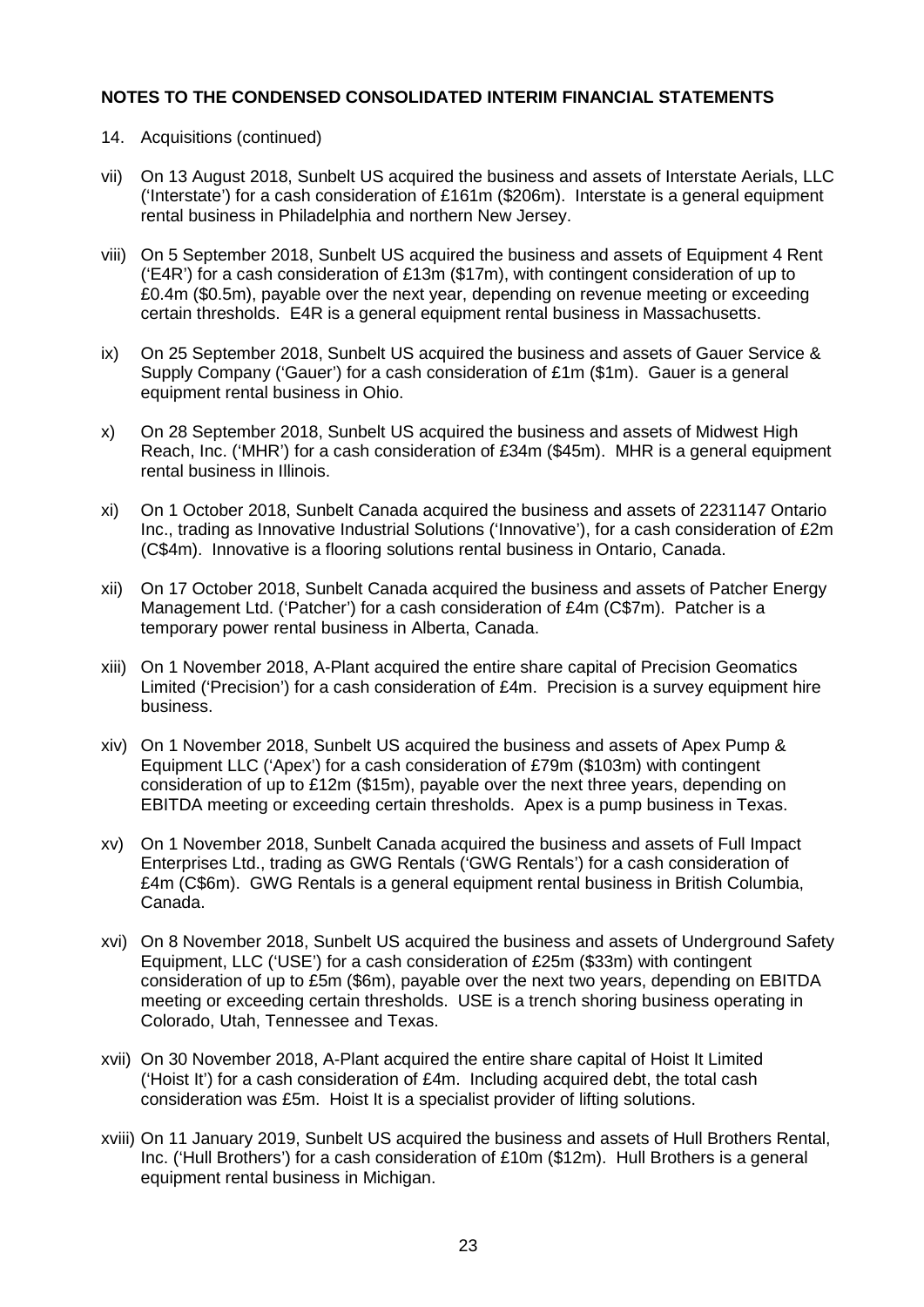**NOTES TO THE CONDENSED CONSOLIDATED INTERIM FINANCIAL STATEMENTS**

14. Acquisitions (continued)

vii) On 13 August 2018, Sunbelt US acquired the business and assets of Interstate Aerials, LLC ('Interstate') for a cash consideration of £161m ($206m). Interstate is a general equipment rental business in Philadelphia and northern New Jersey.

viii) On 5 September 2018, Sunbelt US acquired the business and assets of Equipment 4 Rent ('E4R') for a cash consideration of £13m ($17m), with contingent consideration of up to £0.4m ($0.5m), payable over the next year, depending on revenue meeting or exceeding certain thresholds. E4R is a general equipment rental business in Massachusetts.

ix) On 25 September 2018, Sunbelt US acquired the business and assets of Gauer Service & Supply Company ('Gauer') for a cash consideration of £1m ($1m). Gauer is a general equipment rental business in Ohio.

x) On 28 September 2018, Sunbelt US acquired the business and assets of Midwest High Reach, Inc. ('MHR') for a cash consideration of £34m ($45m). MHR is a general equipment rental business in Illinois.

xi) On 1 October 2018, Sunbelt Canada acquired the business and assets of 2231147 Ontario Inc., trading as Innovative Industrial Solutions ('Innovative'), for a cash consideration of £2m (C$4m). Innovative is a flooring solutions rental business in Ontario, Canada.

xii) On 17 October 2018, Sunbelt Canada acquired the business and assets of Patcher Energy Management Ltd. ('Patcher') for a cash consideration of £4m (C$7m). Patcher is a temporary power rental business in Alberta, Canada.

xiii) On 1 November 2018, A-Plant acquired the entire share capital of Precision Geomatics Limited ('Precision') for a cash consideration of £4m. Precision is a survey equipment hire business.

xiv) On 1 November 2018, Sunbelt US acquired the business and assets of Apex Pump & Equipment LLC ('Apex') for a cash consideration of £79m ($103m) with contingent consideration of up to £12m ($15m), payable over the next three years, depending on EBITDA meeting or exceeding certain thresholds. Apex is a pump business in Texas.

xv) On 1 November 2018, Sunbelt Canada acquired the business and assets of Full Impact Enterprises Ltd., trading as GWG Rentals ('GWG Rentals') for a cash consideration of £4m (C$6m). GWG Rentals is a general equipment rental business in British Columbia, Canada.

xvi) On 8 November 2018, Sunbelt US acquired the business and assets of Underground Safety Equipment, LLC ('USE') for a cash consideration of £25m ($33m) with contingent consideration of up to £5m ($6m), payable over the next two years, depending on EBITDA meeting or exceeding certain thresholds. USE is a trench shoring business operating in Colorado, Utah, Tennessee and Texas.

xvii) On 30 November 2018, A-Plant acquired the entire share capital of Hoist It Limited ('Hoist It') for a cash consideration of £4m. Including acquired debt, the total cash consideration was £5m. Hoist It is a specialist provider of lifting solutions.

xviii) On 11 January 2019, Sunbelt US acquired the business and assets of Hull Brothers Rental, Inc. ('Hull Brothers') for a cash consideration of £10m ($12m). Hull Brothers is a general equipment rental business in Michigan.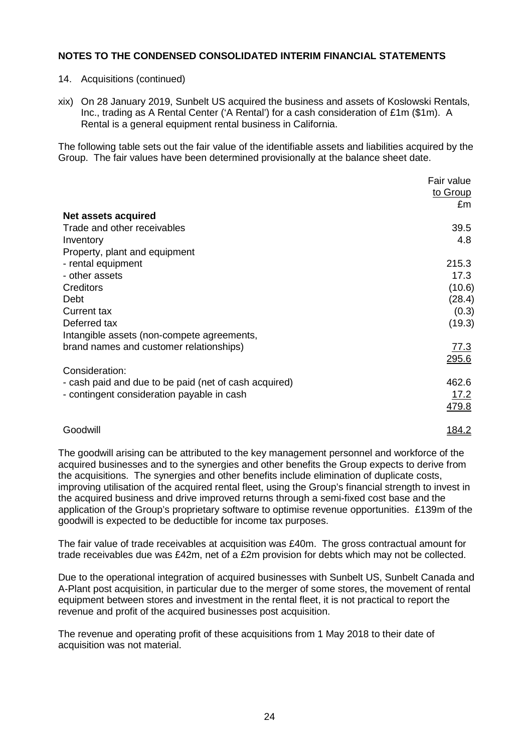**NOTES TO THE CONDENSED CONSOLIDATED INTERIM FINANCIAL STATEMENTS**

14. Acquisitions (continued)

xix) On 28 January 2019, Sunbelt US acquired the business and assets of Koslowski Rentals, Inc., trading as A Rental Center ('A Rental') for a cash consideration of £1m ($1m). A Rental is a general equipment rental business in California.

The following table sets out the fair value of the identifiable assets and liabilities acquired by the Group. The fair values have been determined provisionally at the balance sheet date.

| | Fair value to Group £m |
|---|---|
| **Net assets acquired** | |
| Trade and other receivables | 39.5 |
| Inventory | 4.8 |
| Property, plant and equipment | |
| - rental equipment | 215.3 |
| - other assets | 17.3 |
| Creditors | (10.6) |
| Debt | (28.4) |
| Current tax | (0.3) |
| Deferred tax | (19.3) |
| Intangible assets (non-compete agreements, brand names and customer relationships) | 77.3 |
| | 295.6 |
| Consideration: | |
| - cash paid and due to be paid (net of cash acquired) | 462.6 |
| - contingent consideration payable in cash | 17.2 |
| | 479.8 |
| | |
| Goodwill | 184.2 |

The goodwill arising can be attributed to the key management personnel and workforce of the acquired businesses and to the synergies and other benefits the Group expects to derive from the acquisitions. The synergies and other benefits include elimination of duplicate costs, improving utilisation of the acquired rental fleet, using the Group's financial strength to invest in the acquired business and drive improved returns through a semi-fixed cost base and the application of the Group's proprietary software to optimise revenue opportunities. £139m of the goodwill is expected to be deductible for income tax purposes.

The fair value of trade receivables at acquisition was £40m. The gross contractual amount for trade receivables due was £42m, net of a £2m provision for debts which may not be collected.

Due to the operational integration of acquired businesses with Sunbelt US, Sunbelt Canada and A-Plant post acquisition, in particular due to the merger of some stores, the movement of rental equipment between stores and investment in the rental fleet, it is not practical to report the revenue and profit of the acquired businesses post acquisition.

The revenue and operating profit of these acquisitions from 1 May 2018 to their date of acquisition was not material.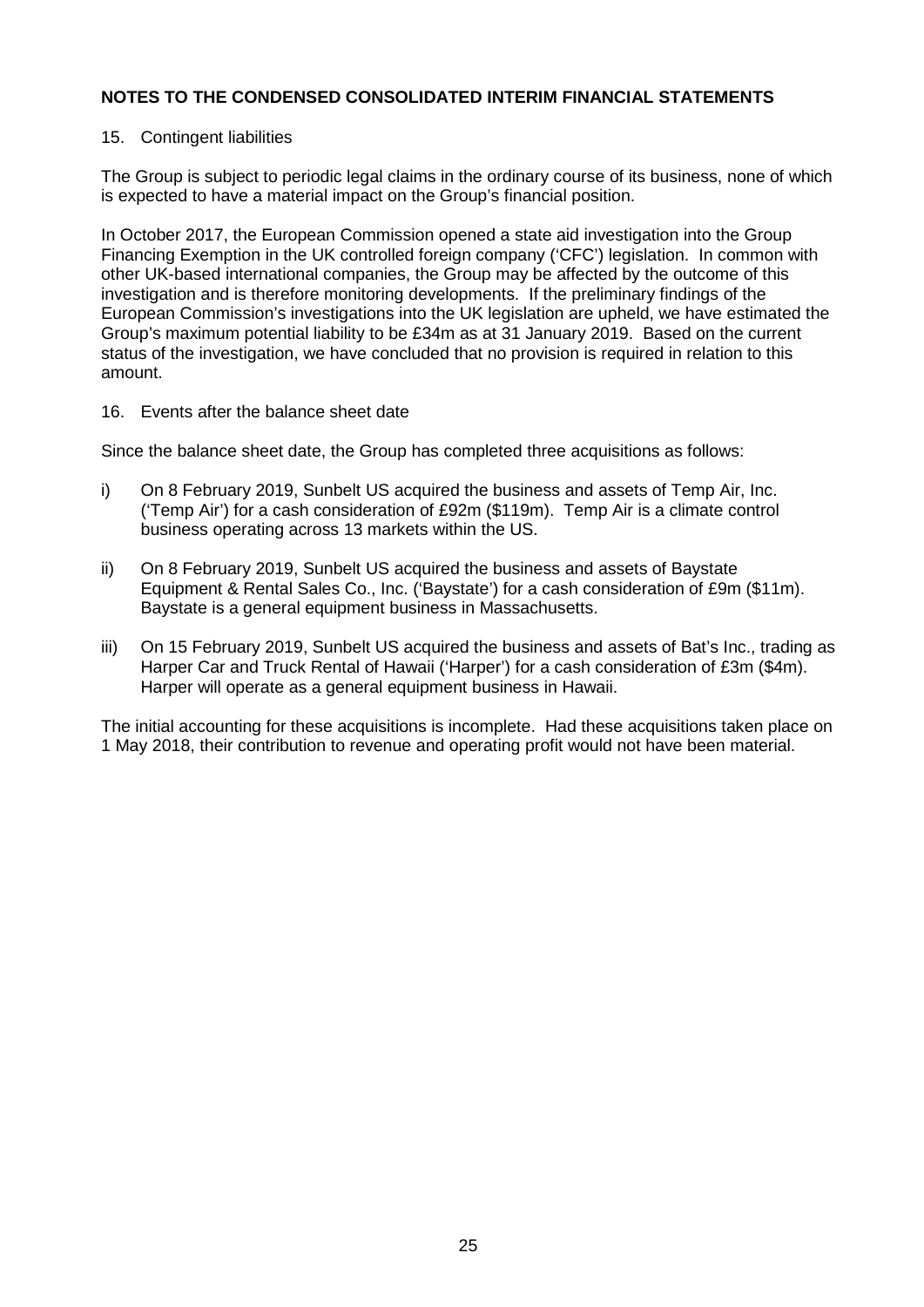## NOTES TO THE CONDENSED CONSOLIDATED INTERIM FINANCIAL STATEMENTS

15. Contingent liabilities

The Group is subject to periodic legal claims in the ordinary course of its business, none of which is expected to have a material impact on the Group's financial position.

In October 2017, the European Commission opened a state aid investigation into the Group Financing Exemption in the UK controlled foreign company ('CFC') legislation. In common with other UK-based international companies, the Group may be affected by the outcome of this investigation and is therefore monitoring developments. If the preliminary findings of the European Commission's investigations into the UK legislation are upheld, we have estimated the Group's maximum potential liability to be £34m as at 31 January 2019. Based on the current status of the investigation, we have concluded that no provision is required in relation to this amount.

16. Events after the balance sheet date

Since the balance sheet date, the Group has completed three acquisitions as follows:

i) On 8 February 2019, Sunbelt US acquired the business and assets of Temp Air, Inc. ('Temp Air') for a cash consideration of £92m ($119m). Temp Air is a climate control business operating across 13 markets within the US.

ii) On 8 February 2019, Sunbelt US acquired the business and assets of Baystate Equipment & Rental Sales Co., Inc. ('Baystate') for a cash consideration of £9m ($11m). Baystate is a general equipment business in Massachusetts.

iii) On 15 February 2019, Sunbelt US acquired the business and assets of Bat's Inc., trading as Harper Car and Truck Rental of Hawaii ('Harper') for a cash consideration of £3m ($4m). Harper will operate as a general equipment business in Hawaii.

The initial accounting for these acquisitions is incomplete. Had these acquisitions taken place on 1 May 2018, their contribution to revenue and operating profit would not have been material.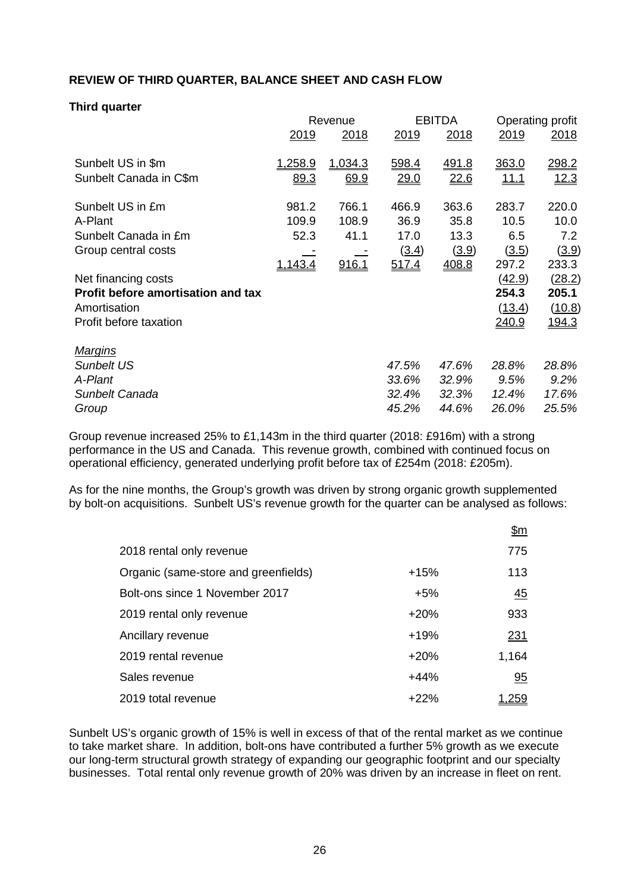**REVIEW OF THIRD QUARTER, BALANCE SHEET AND CASH FLOW**

**Third quarter**

| | Revenue | | EBITDA | | Operating profit | |
|---|---|---|---|---|---|---|
| | 2019 | 2018 | 2019 | 2018 | 2019 | 2018 |
| Sunbelt US in $m | 1,258.9 | 1,034.3 | 598.4 | 491.8 | 363.0 | 298.2 |
| Sunbelt Canada in C$m | 89.3 | 69.9 | 29.0 | 22.6 | 11.1 | 12.3 |
| Sunbelt US in £m | 981.2 | 766.1 | 466.9 | 363.6 | 283.7 | 220.0 |
| A-Plant | 109.9 | 108.9 | 36.9 | 35.8 | 10.5 | 10.0 |
| Sunbelt Canada in £m | 52.3 | 41.1 | 17.0 | 13.3 | 6.5 | 7.2 |
| Group central costs | - | - | (3.4) | (3.9) | (3.5) | (3.9) |
| | 1,143.4 | 916.1 | 517.4 | 408.8 | 297.2 | 233.3 |
| Net financing costs | | | | | (42.9) | (28.2) |
| **Profit before amortisation and tax** | | | | | **254.3** | **205.1** |
| Amortisation | | | | | (13.4) | (10.8) |
| Profit before taxation | | | | | 240.9 | 194.3 |
| *Margins* | | | | | | |
| *Sunbelt US* | | | *47.5%* | *47.6%* | *28.8%* | *28.8%* |
| *A-Plant* | | | *33.6%* | *32.9%* | *9.5%* | *9.2%* |
| *Sunbelt Canada* | | | *32.4%* | *32.3%* | *12.4%* | *17.6%* |
| *Group* | | | *45.2%* | *44.6%* | *26.0%* | *25.5%* |

Group revenue increased 25% to £1,143m in the third quarter (2018: £916m) with a strong performance in the US and Canada. This revenue growth, combined with continued focus on operational efficiency, generated underlying profit before tax of £254m (2018: £205m).

As for the nine months, the Group's growth was driven by strong organic growth supplemented by bolt-on acquisitions. Sunbelt US's revenue growth for the quarter can be analysed as follows:

| | | $m |
|---|---|---|
| 2018 rental only revenue | | 775 |
| Organic (same-store and greenfields) | +15% | 113 |
| Bolt-ons since 1 November 2017 | +5% | 45 |
| 2019 rental only revenue | +20% | 933 |
| Ancillary revenue | +19% | 231 |
| 2019 rental revenue | +20% | 1,164 |
| Sales revenue | +44% | 95 |
| 2019 total revenue | +22% | 1,259 |

Sunbelt US's organic growth of 15% is well in excess of that of the rental market as we continue to take market share. In addition, bolt-ons have contributed a further 5% growth as we execute our long-term structural growth strategy of expanding our geographic footprint and our specialty businesses. Total rental only revenue growth of 20% was driven by an increase in fleet on rent.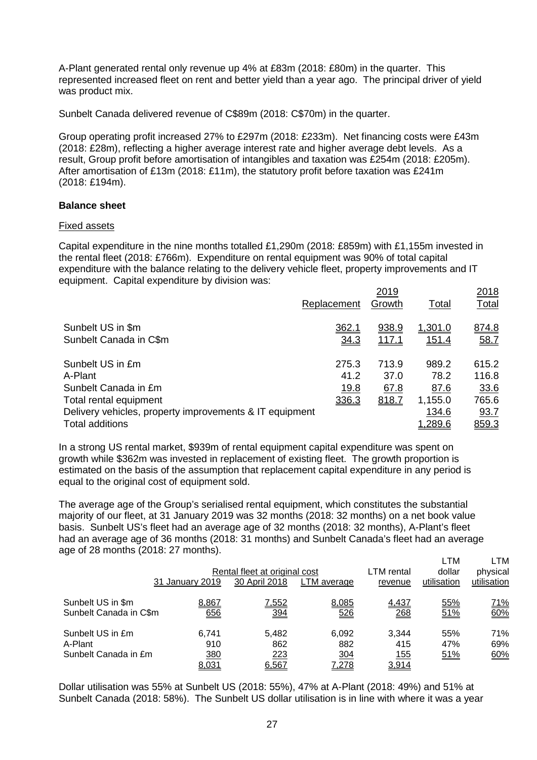A-Plant generated rental only revenue up 4% at £83m (2018: £80m) in the quarter. This represented increased fleet on rent and better yield than a year ago. The principal driver of yield was product mix.

Sunbelt Canada delivered revenue of C$89m (2018: C$70m) in the quarter.

Group operating profit increased 27% to £297m (2018: £233m). Net financing costs were £43m (2018: £28m), reflecting a higher average interest rate and higher average debt levels. As a result, Group profit before amortisation of intangibles and taxation was £254m (2018: £205m). After amortisation of £13m (2018: £11m), the statutory profit before taxation was £241m (2018: £194m).

**Balance sheet**

Fixed assets

Capital expenditure in the nine months totalled £1,290m (2018: £859m) with £1,155m invested in the rental fleet (2018: £766m). Expenditure on rental equipment was 90% of total capital expenditure with the balance relating to the delivery vehicle fleet, property improvements and IT equipment. Capital expenditure by division was:

| | Replacement | 2019 Growth | Total | 2018 Total |
|---|---|---|---|---|
| Sunbelt US in $m | 362.1 | 938.9 | 1,301.0 | 874.8 |
| Sunbelt Canada in C$m | 34.3 | 117.1 | 151.4 | 58.7 |
| | | | | |
| Sunbelt US in £m | 275.3 | 713.9 | 989.2 | 615.2 |
| A-Plant | 41.2 | 37.0 | 78.2 | 116.8 |
| Sunbelt Canada in £m | 19.8 | 67.8 | 87.6 | 33.6 |
| Total rental equipment | 336.3 | 818.7 | 1,155.0 | 765.6 |
| Delivery vehicles, property improvements & IT equipment | | | 134.6 | 93.7 |
| Total additions | | | 1,289.6 | 859.3 |

In a strong US rental market, $939m of rental equipment capital expenditure was spent on growth while $362m was invested in replacement of existing fleet. The growth proportion is estimated on the basis of the assumption that replacement capital expenditure in any period is equal to the original cost of equipment sold.

The average age of the Group's serialised rental equipment, which constitutes the substantial majority of our fleet, at 31 January 2019 was 32 months (2018: 32 months) on a net book value basis. Sunbelt US's fleet had an average age of 32 months (2018: 32 months), A-Plant's fleet had an average age of 36 months (2018: 31 months) and Sunbelt Canada's fleet had an average age of 28 months (2018: 27 months).

| | Rental fleet at original cost | | | LTM rental | LTM dollar | LTM physical |
|---|---|---|---|---|---|---|
| | 31 January 2019 | 30 April 2018 | LTM average | revenue | utilisation | utilisation |
| Sunbelt US in $m | 8,867 | 7,552 | 8,085 | 4,437 | 55% | 71% |
| Sunbelt Canada in C$m | 656 | 394 | 526 | 268 | 51% | 60% |
| | | | | | | |
| Sunbelt US in £m | 6,741 | 5,482 | 6,092 | 3,344 | 55% | 71% |
| A-Plant | 910 | 862 | 882 | 415 | 47% | 69% |
| Sunbelt Canada in £m | 380 | 223 | 304 | 155 | 51% | 60% |
| | 8,031 | 6,567 | 7,278 | 3,914 | | |

Dollar utilisation was 55% at Sunbelt US (2018: 55%), 47% at A-Plant (2018: 49%) and 51% at Sunbelt Canada (2018: 58%). The Sunbelt US dollar utilisation is in line with where it was a year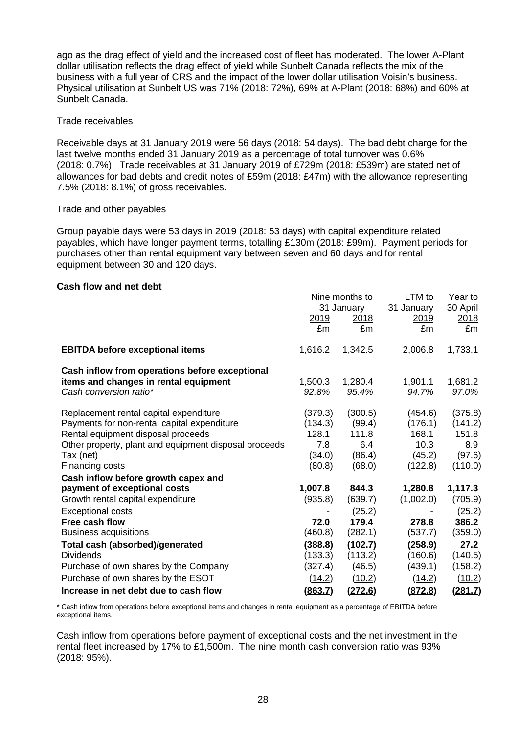ago as the drag effect of yield and the increased cost of fleet has moderated. The lower A-Plant dollar utilisation reflects the drag effect of yield while Sunbelt Canada reflects the mix of the business with a full year of CRS and the impact of the lower dollar utilisation Voisin's business. Physical utilisation at Sunbelt US was 71% (2018: 72%), 69% at A-Plant (2018: 68%) and 60% at Sunbelt Canada.

Trade receivables

Receivable days at 31 January 2019 were 56 days (2018: 54 days). The bad debt charge for the last twelve months ended 31 January 2019 as a percentage of total turnover was 0.6% (2018: 0.7%). Trade receivables at 31 January 2019 of £729m (2018: £539m) are stated net of allowances for bad debts and credit notes of £59m (2018: £47m) with the allowance representing 7.5% (2018: 8.1%) of gross receivables.

Trade and other payables

Group payable days were 53 days in 2019 (2018: 53 days) with capital expenditure related payables, which have longer payment terms, totalling £130m (2018: £99m). Payment periods for purchases other than rental equipment vary between seven and 60 days and for rental equipment between 30 and 120 days.

**Cash flow and net debt**

| | Nine months to 31 January | | LTM to 31 January | Year to 30 April |
|---|---|---|---|---|
| | 2019 | 2018 | 2019 | 2018 |
| | £m | £m | £m | £m |
| **EBITDA before exceptional items** | 1,616.2 | 1,342.5 | 2,006.8 | 1,733.1 |
| **Cash inflow from operations before exceptional items and changes in rental equipment** | 1,500.3 | 1,280.4 | 1,901.1 | 1,681.2 |
| *Cash conversion ratio\** | *92.8%* | *95.4%* | *94.7%* | *97.0%* |
| Replacement rental capital expenditure | (379.3) | (300.5) | (454.6) | (375.8) |
| Payments for non-rental capital expenditure | (134.3) | (99.4) | (176.1) | (141.2) |
| Rental equipment disposal proceeds | 128.1 | 111.8 | 168.1 | 151.8 |
| Other property, plant and equipment disposal proceeds | 7.8 | 6.4 | 10.3 | 8.9 |
| Tax (net) | (34.0) | (86.4) | (45.2) | (97.6) |
| Financing costs | (80.8) | (68.0) | (122.8) | (110.0) |
| **Cash inflow before growth capex and payment of exceptional costs** | **1,007.8** | **844.3** | **1,280.8** | **1,117.3** |
| Growth rental capital expenditure | (935.8) | (639.7) | (1,002.0) | (705.9) |
| Exceptional costs | - | (25.2) | - | (25.2) |
| **Free cash flow** | **72.0** | **179.4** | **278.8** | **386.2** |
| Business acquisitions | (460.8) | (282.1) | (537.7) | (359.0) |
| **Total cash (absorbed)/generated** | **(388.8)** | **(102.7)** | **(258.9)** | **27.2** |
| Dividends | (133.3) | (113.2) | (160.6) | (140.5) |
| Purchase of own shares by the Company | (327.4) | (46.5) | (439.1) | (158.2) |
| Purchase of own shares by the ESOT | (14.2) | (10.2) | (14.2) | (10.2) |
| **Increase in net debt due to cash flow** | **(863.7)** | **(272.6)** | **(872.8)** | **(281.7)** |

\* Cash inflow from operations before exceptional items and changes in rental equipment as a percentage of EBITDA before exceptional items.

Cash inflow from operations before payment of exceptional costs and the net investment in the rental fleet increased by 17% to £1,500m. The nine month cash conversion ratio was 93% (2018: 95%).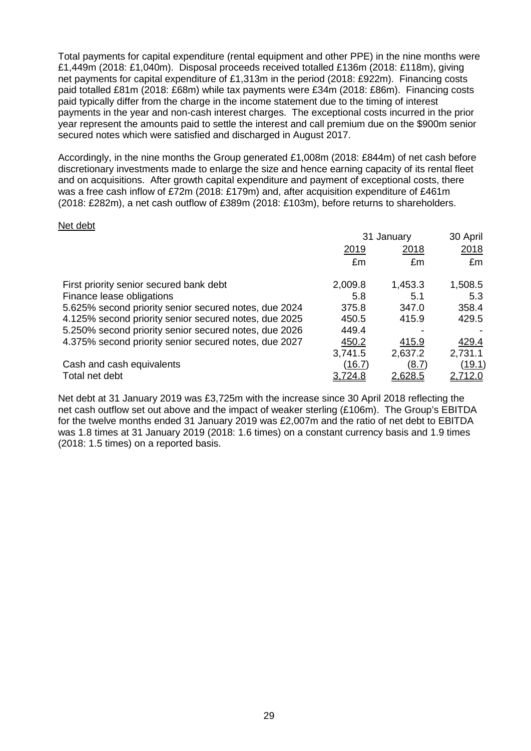Total payments for capital expenditure (rental equipment and other PPE) in the nine months were £1,449m (2018: £1,040m). Disposal proceeds received totalled £136m (2018: £118m), giving net payments for capital expenditure of £1,313m in the period (2018: £922m). Financing costs paid totalled £81m (2018: £68m) while tax payments were £34m (2018: £86m). Financing costs paid typically differ from the charge in the income statement due to the timing of interest payments in the year and non-cash interest charges. The exceptional costs incurred in the prior year represent the amounts paid to settle the interest and call premium due on the $900m senior secured notes which were satisfied and discharged in August 2017.

Accordingly, in the nine months the Group generated £1,008m (2018: £844m) of net cash before discretionary investments made to enlarge the size and hence earning capacity of its rental fleet and on acquisitions. After growth capital expenditure and payment of exceptional costs, there was a free cash inflow of £72m (2018: £179m) and, after acquisition expenditure of £461m (2018: £282m), a net cash outflow of £389m (2018: £103m), before returns to shareholders.

Net debt

| | 31 January | | 30 April |
|---|---|---|---|
| | 2019 | 2018 | 2018 |
| | £m | £m | £m |
| First priority senior secured bank debt | 2,009.8 | 1,453.3 | 1,508.5 |
| Finance lease obligations | 5.8 | 5.1 | 5.3 |
| 5.625% second priority senior secured notes, due 2024 | 375.8 | 347.0 | 358.4 |
| 4.125% second priority senior secured notes, due 2025 | 450.5 | 415.9 | 429.5 |
| 5.250% second priority senior secured notes, due 2026 | 449.4 | - | - |
| 4.375% second priority senior secured notes, due 2027 | 450.2 | 415.9 | 429.4 |
| | 3,741.5 | 2,637.2 | 2,731.1 |
| Cash and cash equivalents | (16.7) | (8.7) | (19.1) |
| Total net debt | 3,724.8 | 2,628.5 | 2,712.0 |

Net debt at 31 January 2019 was £3,725m with the increase since 30 April 2018 reflecting the net cash outflow set out above and the impact of weaker sterling (£106m). The Group's EBITDA for the twelve months ended 31 January 2019 was £2,007m and the ratio of net debt to EBITDA was 1.8 times at 31 January 2019 (2018: 1.6 times) on a constant currency basis and 1.9 times (2018: 1.5 times) on a reported basis.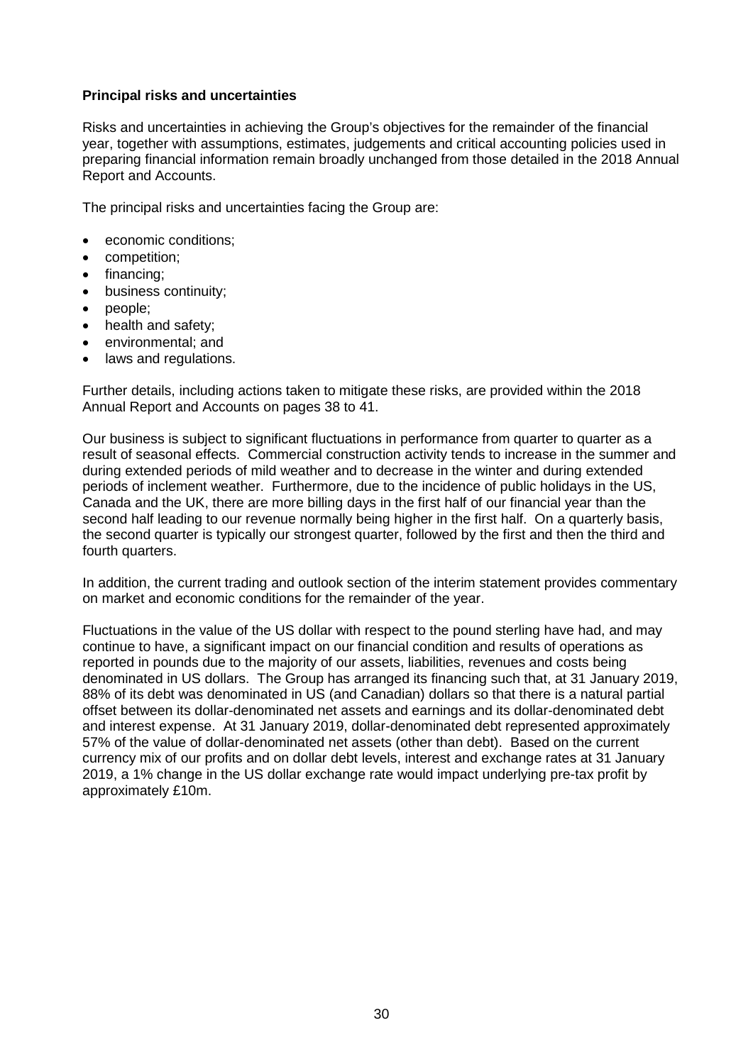**Principal risks and uncertainties**

Risks and uncertainties in achieving the Group's objectives for the remainder of the financial year, together with assumptions, estimates, judgements and critical accounting policies used in preparing financial information remain broadly unchanged from those detailed in the 2018 Annual Report and Accounts.

The principal risks and uncertainties facing the Group are:

- economic conditions;
- competition;
- financing;
- business continuity;
- people;
- health and safety;
- environmental; and
- laws and regulations.

Further details, including actions taken to mitigate these risks, are provided within the 2018 Annual Report and Accounts on pages 38 to 41.

Our business is subject to significant fluctuations in performance from quarter to quarter as a result of seasonal effects. Commercial construction activity tends to increase in the summer and during extended periods of mild weather and to decrease in the winter and during extended periods of inclement weather. Furthermore, due to the incidence of public holidays in the US, Canada and the UK, there are more billing days in the first half of our financial year than the second half leading to our revenue normally being higher in the first half. On a quarterly basis, the second quarter is typically our strongest quarter, followed by the first and then the third and fourth quarters.

In addition, the current trading and outlook section of the interim statement provides commentary on market and economic conditions for the remainder of the year.

Fluctuations in the value of the US dollar with respect to the pound sterling have had, and may continue to have, a significant impact on our financial condition and results of operations as reported in pounds due to the majority of our assets, liabilities, revenues and costs being denominated in US dollars. The Group has arranged its financing such that, at 31 January 2019, 88% of its debt was denominated in US (and Canadian) dollars so that there is a natural partial offset between its dollar-denominated net assets and earnings and its dollar-denominated debt and interest expense. At 31 January 2019, dollar-denominated debt represented approximately 57% of the value of dollar-denominated net assets (other than debt). Based on the current currency mix of our profits and on dollar debt levels, interest and exchange rates at 31 January 2019, a 1% change in the US dollar exchange rate would impact underlying pre-tax profit by approximately £10m.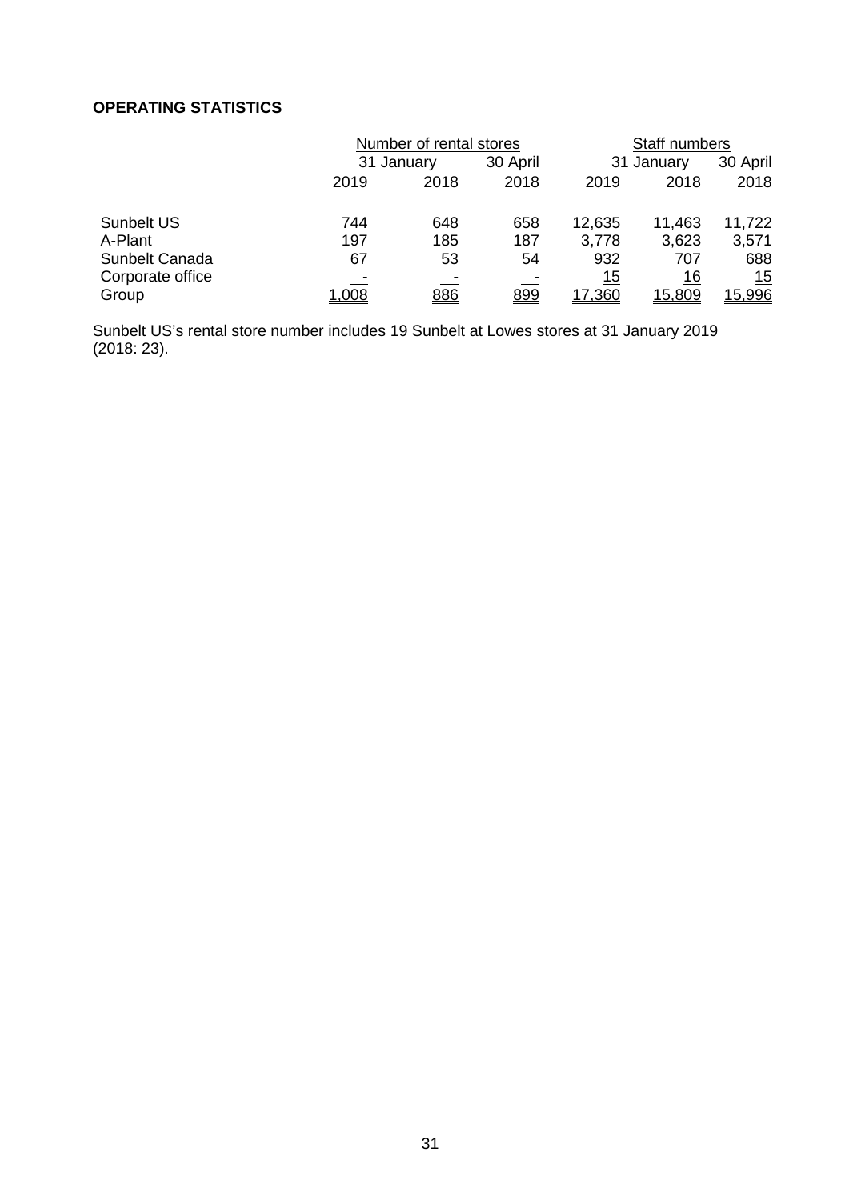**OPERATING STATISTICS**

| | Number of rental stores | | | Staff numbers | | |
|---|---|---|---|---|---|---|
| | 31 January | | 30 April | 31 January | | 30 April |
| | 2019 | 2018 | 2018 | 2019 | 2018 | 2018 |
| Sunbelt US | 744 | 648 | 658 | 12,635 | 11,463 | 11,722 |
| A-Plant | 197 | 185 | 187 | 3,778 | 3,623 | 3,571 |
| Sunbelt Canada | 67 | 53 | 54 | 932 | 707 | 688 |
| Corporate office | - | - | - | 15 | 16 | 15 |
| Group | 1,008 | 886 | 899 | 17,360 | 15,809 | 15,996 |

Sunbelt US's rental store number includes 19 Sunbelt at Lowes stores at 31 January 2019 (2018: 23).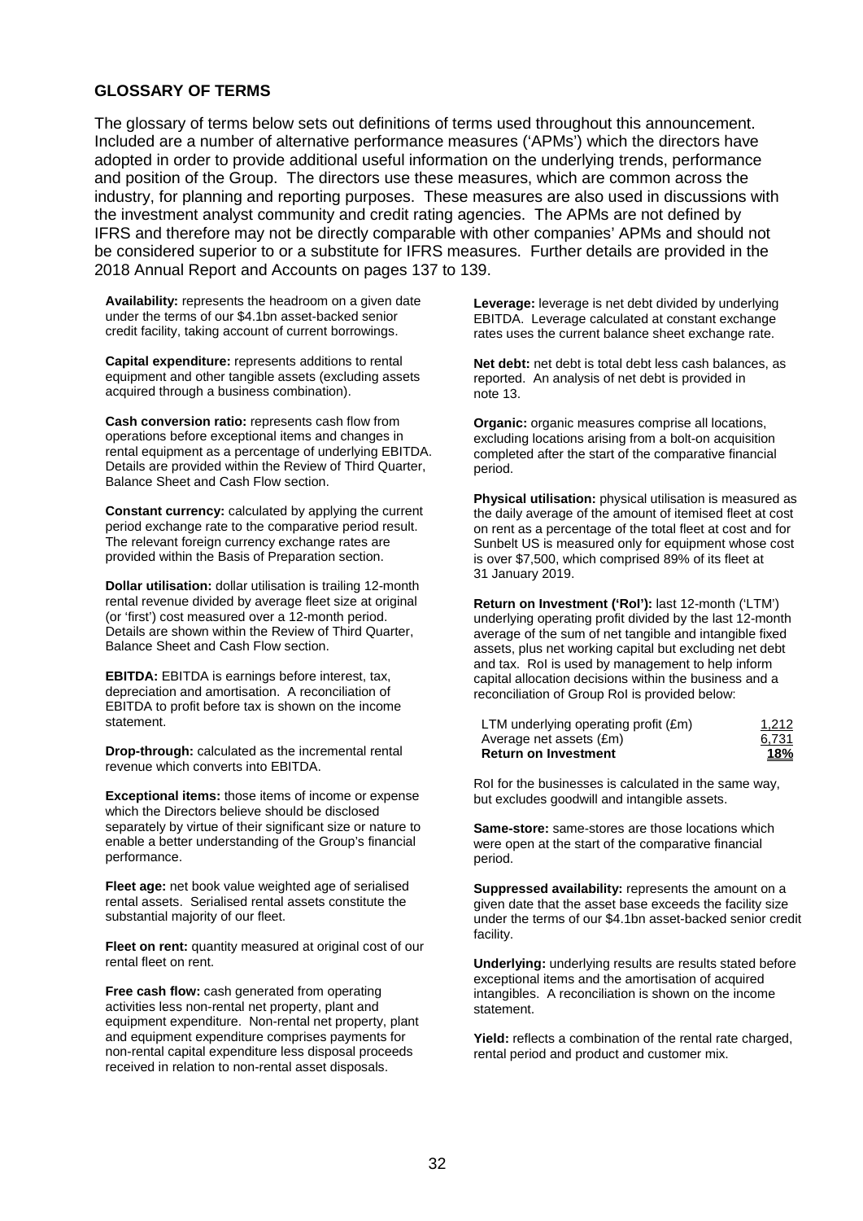## GLOSSARY OF TERMS

The glossary of terms below sets out definitions of terms used throughout this announcement. Included are a number of alternative performance measures ('APMs') which the directors have adopted in order to provide additional useful information on the underlying trends, performance and position of the Group. The directors use these measures, which are common across the industry, for planning and reporting purposes. These measures are also used in discussions with the investment analyst community and credit rating agencies. The APMs are not defined by IFRS and therefore may not be directly comparable with other companies' APMs and should not be considered superior to or a substitute for IFRS measures. Further details are provided in the 2018 Annual Report and Accounts on pages 137 to 139.

**Availability:** represents the headroom on a given date under the terms of our \$4.1bn asset-backed senior credit facility, taking account of current borrowings.

**Capital expenditure:** represents additions to rental equipment and other tangible assets (excluding assets acquired through a business combination).

**Cash conversion ratio:** represents cash flow from operations before exceptional items and changes in rental equipment as a percentage of underlying EBITDA. Details are provided within the Review of Third Quarter, Balance Sheet and Cash Flow section.

**Constant currency:** calculated by applying the current period exchange rate to the comparative period result. The relevant foreign currency exchange rates are provided within the Basis of Preparation section.

**Dollar utilisation:** dollar utilisation is trailing 12-month rental revenue divided by average fleet size at original (or 'first') cost measured over a 12-month period. Details are shown within the Review of Third Quarter, Balance Sheet and Cash Flow section.

**EBITDA:** EBITDA is earnings before interest, tax, depreciation and amortisation. A reconciliation of EBITDA to profit before tax is shown on the income statement.

**Drop-through:** calculated as the incremental rental revenue which converts into EBITDA.

**Exceptional items:** those items of income or expense which the Directors believe should be disclosed separately by virtue of their significant size or nature to enable a better understanding of the Group's financial performance.

**Fleet age:** net book value weighted age of serialised rental assets. Serialised rental assets constitute the substantial majority of our fleet.

**Fleet on rent:** quantity measured at original cost of our rental fleet on rent.

**Free cash flow:** cash generated from operating activities less non-rental net property, plant and equipment expenditure. Non-rental net property, plant and equipment expenditure comprises payments for non-rental capital expenditure less disposal proceeds received in relation to non-rental asset disposals.

**Leverage:** leverage is net debt divided by underlying EBITDA. Leverage calculated at constant exchange rates uses the current balance sheet exchange rate.

**Net debt:** net debt is total debt less cash balances, as reported. An analysis of net debt is provided in note 13.

**Organic:** organic measures comprise all locations, excluding locations arising from a bolt-on acquisition completed after the start of the comparative financial period.

**Physical utilisation:** physical utilisation is measured as the daily average of the amount of itemised fleet at cost on rent as a percentage of the total fleet at cost and for Sunbelt US is measured only for equipment whose cost is over \$7,500, which comprised 89% of its fleet at 31 January 2019.

**Return on Investment ('RoI'):** last 12-month ('LTM') underlying operating profit divided by the last 12-month average of the sum of net tangible and intangible fixed assets, plus net working capital but excluding net debt and tax. RoI is used by management to help inform capital allocation decisions within the business and a reconciliation of Group RoI is provided below:

| | |
|---|---|
| LTM underlying operating profit (£m) | 1,212 |
| Average net assets (£m) | 6,731 |
| **Return on Investment** | **18%** |

RoI for the businesses is calculated in the same way, but excludes goodwill and intangible assets.

**Same-store:** same-stores are those locations which were open at the start of the comparative financial period.

**Suppressed availability:** represents the amount on a given date that the asset base exceeds the facility size under the terms of our \$4.1bn asset-backed senior credit facility.

**Underlying:** underlying results are results stated before exceptional items and the amortisation of acquired intangibles. A reconciliation is shown on the income statement.

**Yield:** reflects a combination of the rental rate charged, rental period and product and customer mix.